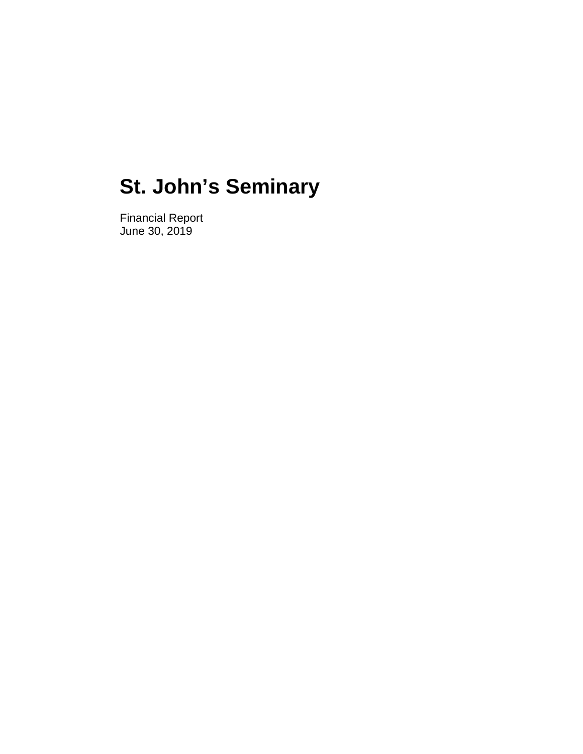# St. John's Seminary

Financial Report
June 30, 2019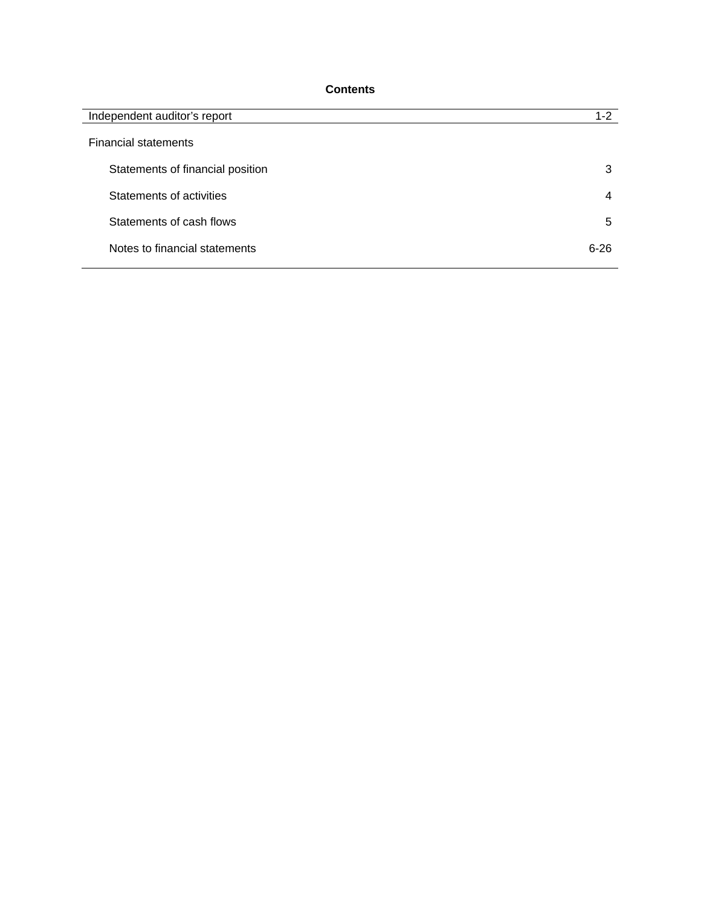**Contents**

| | |
|---|---|
| Independent auditor's report | 1-2 |
| Financial statements | |
| Statements of financial position | 3 |
| Statements of activities | 4 |
| Statements of cash flows | 5 |
| Notes to financial statements | 6-26 |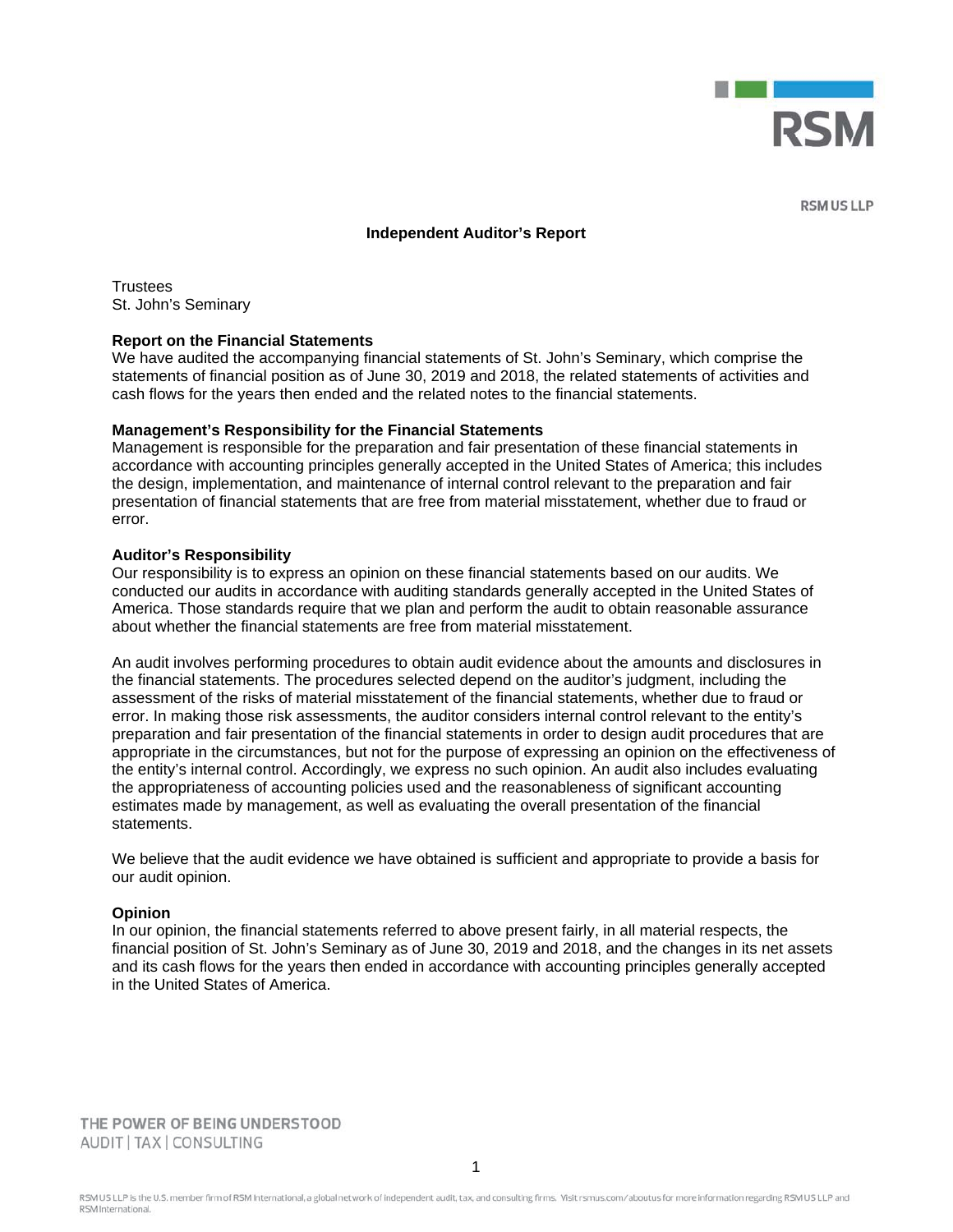RSM

RSM US LLP

## Independent Auditor's Report

Trustees
St. John's Seminary

### Report on the Financial Statements

We have audited the accompanying financial statements of St. John's Seminary, which comprise the statements of financial position as of June 30, 2019 and 2018, the related statements of activities and cash flows for the years then ended and the related notes to the financial statements.

### Management's Responsibility for the Financial Statements

Management is responsible for the preparation and fair presentation of these financial statements in accordance with accounting principles generally accepted in the United States of America; this includes the design, implementation, and maintenance of internal control relevant to the preparation and fair presentation of financial statements that are free from material misstatement, whether due to fraud or error.

### Auditor's Responsibility

Our responsibility is to express an opinion on these financial statements based on our audits. We conducted our audits in accordance with auditing standards generally accepted in the United States of America. Those standards require that we plan and perform the audit to obtain reasonable assurance about whether the financial statements are free from material misstatement.

An audit involves performing procedures to obtain audit evidence about the amounts and disclosures in the financial statements. The procedures selected depend on the auditor's judgment, including the assessment of the risks of material misstatement of the financial statements, whether due to fraud or error. In making those risk assessments, the auditor considers internal control relevant to the entity's preparation and fair presentation of the financial statements in order to design audit procedures that are appropriate in the circumstances, but not for the purpose of expressing an opinion on the effectiveness of the entity's internal control. Accordingly, we express no such opinion. An audit also includes evaluating the appropriateness of accounting policies used and the reasonableness of significant accounting estimates made by management, as well as evaluating the overall presentation of the financial statements.

We believe that the audit evidence we have obtained is sufficient and appropriate to provide a basis for our audit opinion.

### Opinion

In our opinion, the financial statements referred to above present fairly, in all material respects, the financial position of St. John's Seminary as of June 30, 2019 and 2018, and the changes in its net assets and its cash flows for the years then ended in accordance with accounting principles generally accepted in the United States of America.

THE POWER OF BEING UNDERSTOOD
AUDIT | TAX | CONSULTING

RSM US LLP is the U.S. member firm of RSM International, a global network of independent audit, tax, and consulting firms. Visit rsmus.com/aboutus for more information regarding RSM US LLP and RSM International.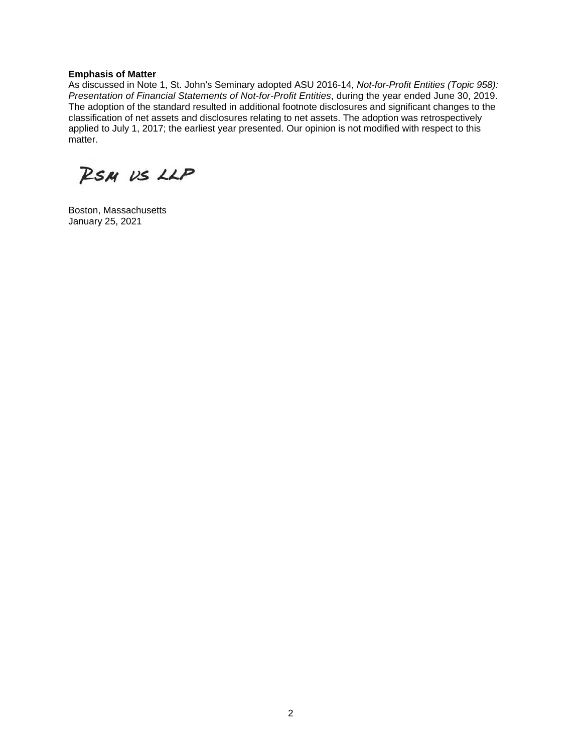**Emphasis of Matter**

As discussed in Note 1, St. John's Seminary adopted ASU 2016-14, *Not-for-Profit Entities (Topic 958): Presentation of Financial Statements of Not-for-Profit Entities*, during the year ended June 30, 2019. The adoption of the standard resulted in additional footnote disclosures and significant changes to the classification of net assets and disclosures relating to net assets. The adoption was retrospectively applied to July 1, 2017; the earliest year presented. Our opinion is not modified with respect to this matter.

RSM US LLP

Boston, Massachusetts
January 25, 2021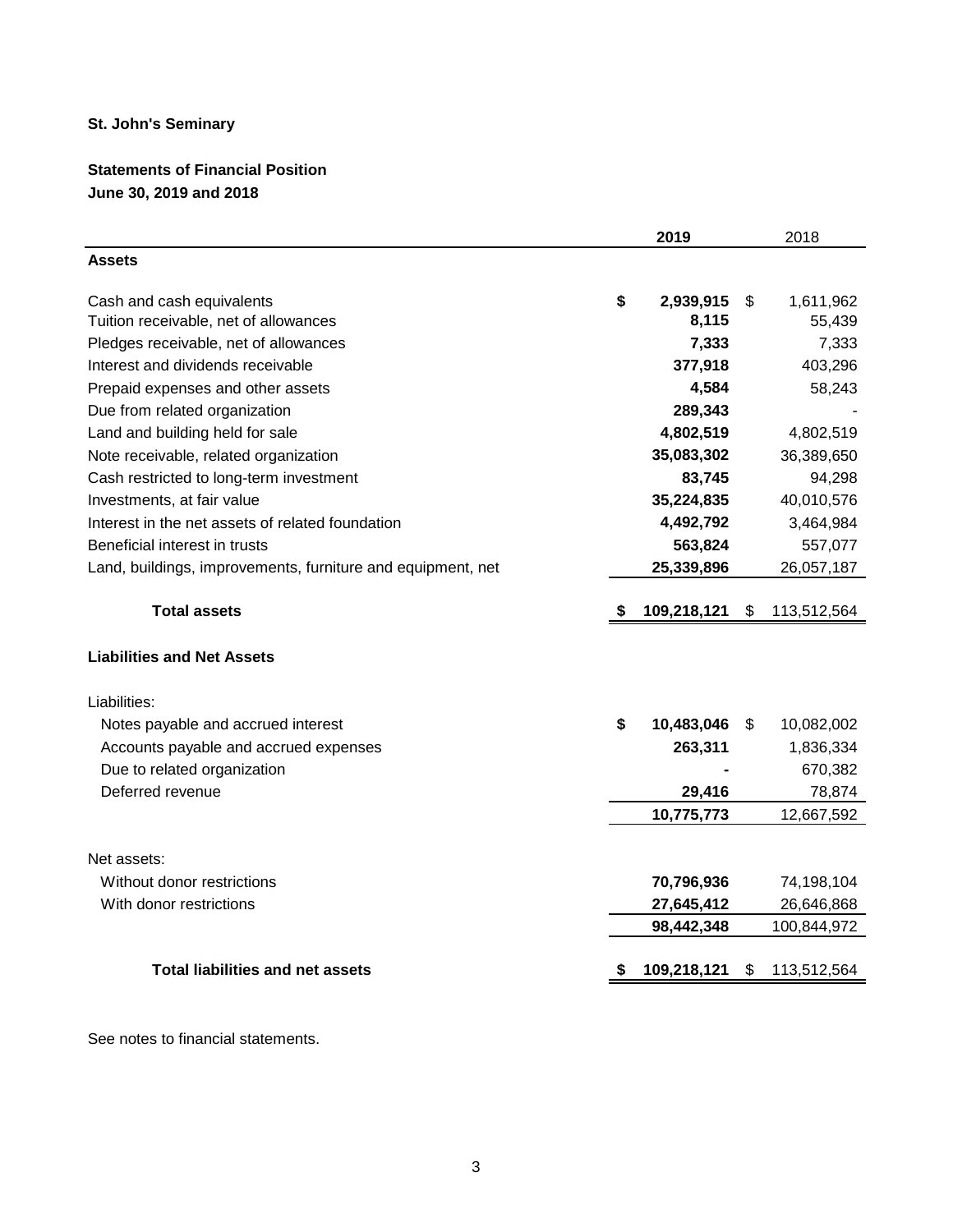**St. John's Seminary**

**Statements of Financial Position**
**June 30, 2019 and 2018**

| | **2019** | 2018 |
|---|---|---|
| **Assets** | | |
| Cash and cash equivalents | **$ 2,939,915** | $ 1,611,962 |
| Tuition receivable, net of allowances | **8,115** | 55,439 |
| Pledges receivable, net of allowances | **7,333** | 7,333 |
| Interest and dividends receivable | **377,918** | 403,296 |
| Prepaid expenses and other assets | **4,584** | 58,243 |
| Due from related organization | **289,343** | - |
| Land and building held for sale | **4,802,519** | 4,802,519 |
| Note receivable, related organization | **35,083,302** | 36,389,650 |
| Cash restricted to long-term investment | **83,745** | 94,298 |
| Investments, at fair value | **35,224,835** | 40,010,576 |
| Interest in the net assets of related foundation | **4,492,792** | 3,464,984 |
| Beneficial interest in trusts | **563,824** | 557,077 |
| Land, buildings, improvements, furniture and equipment, net | **25,339,896** | 26,057,187 |
| **Total assets** | **$ 109,218,121** | $ 113,512,564 |
| **Liabilities and Net Assets** | | |
| Liabilities: | | |
| Notes payable and accrued interest | **$ 10,483,046** | $ 10,082,002 |
| Accounts payable and accrued expenses | **263,311** | 1,836,334 |
| Due to related organization | **-** | 670,382 |
| Deferred revenue | **29,416** | 78,874 |
| | **10,775,773** | 12,667,592 |
| Net assets: | | |
| Without donor restrictions | **70,796,936** | 74,198,104 |
| With donor restrictions | **27,645,412** | 26,646,868 |
| | **98,442,348** | 100,844,972 |
| **Total liabilities and net assets** | **$ 109,218,121** | $ 113,512,564 |

See notes to financial statements.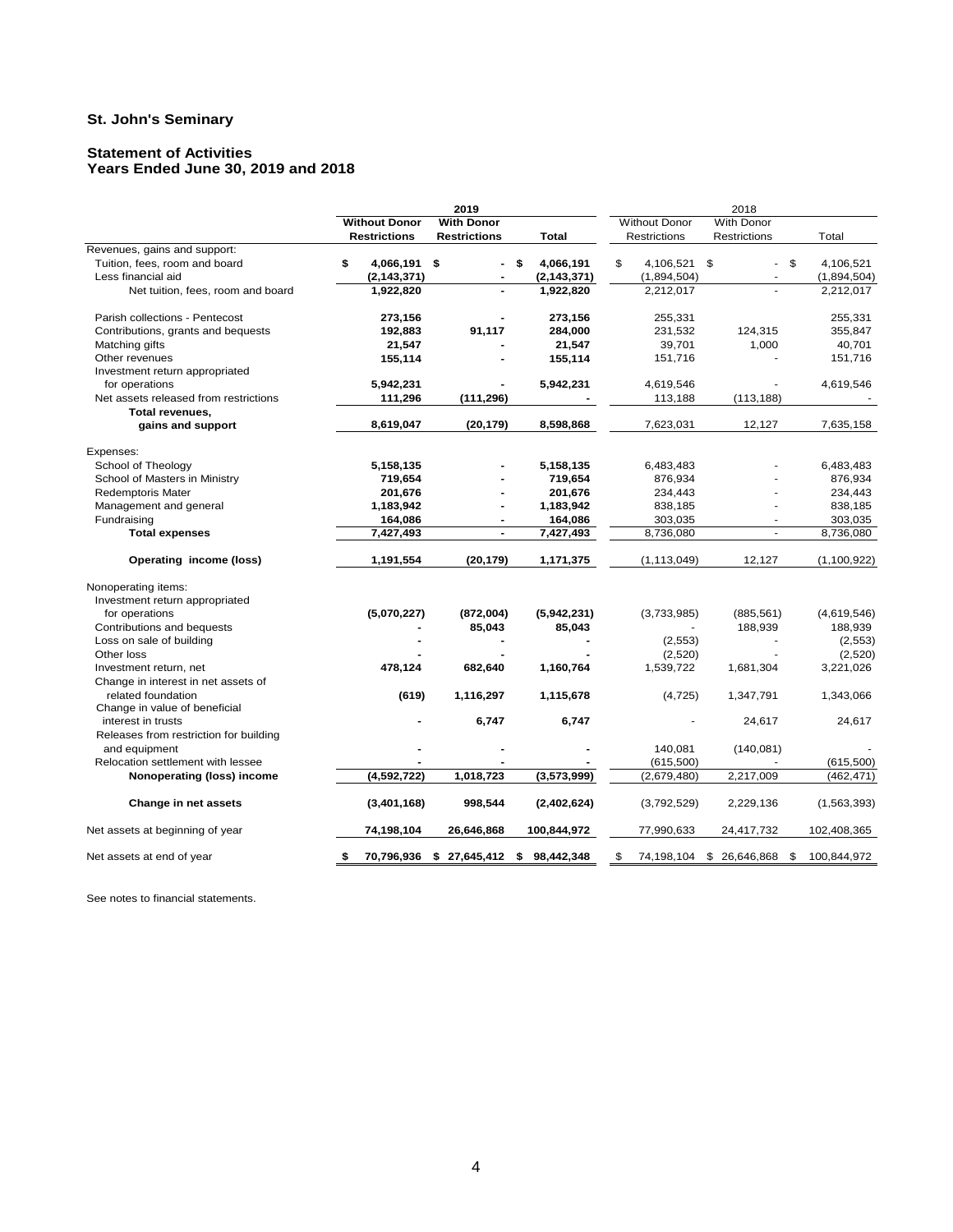# St. John's Seminary

## Statement of Activities
## Years Ended June 30, 2019 and 2018

| | 2019 | | | 2018 | | |
|---|---|---|---|---|---|---|
| | **Without Donor Restrictions** | **With Donor Restrictions** | **Total** | Without Donor Restrictions | With Donor Restrictions | Total |
| Revenues, gains and support: | | | | | | |
| Tuition, fees, room and board | **$ 4,066,191** | **$ -** | **$ 4,066,191** | $ 4,106,521 | $ - | $ 4,106,521 |
| Less financial aid | **(2,143,371)** | **-** | **(2,143,371)** | (1,894,504) | - | (1,894,504) |
| Net tuition, fees, room and board | **1,922,820** | **-** | **1,922,820** | 2,212,017 | - | 2,212,017 |
| Parish collections - Pentecost | **273,156** | **-** | **273,156** | 255,331 | | 255,331 |
| Contributions, grants and bequests | **192,883** | **91,117** | **284,000** | 231,532 | 124,315 | 355,847 |
| Matching gifts | **21,547** | **-** | **21,547** | 39,701 | 1,000 | 40,701 |
| Other revenues | **155,114** | **-** | **155,114** | 151,716 | - | 151,716 |
| Investment return appropriated for operations | **5,942,231** | **-** | **5,942,231** | 4,619,546 | - | 4,619,546 |
| Net assets released from restrictions | **111,296** | **(111,296)** | **-** | 113,188 | (113,188) | - |
| **Total revenues, gains and support** | **8,619,047** | **(20,179)** | **8,598,868** | 7,623,031 | 12,127 | 7,635,158 |
| Expenses: | | | | | | |
| School of Theology | **5,158,135** | **-** | **5,158,135** | 6,483,483 | - | 6,483,483 |
| School of Masters in Ministry | **719,654** | **-** | **719,654** | 876,934 | - | 876,934 |
| Redemptoris Mater | **201,676** | **-** | **201,676** | 234,443 | - | 234,443 |
| Management and general | **1,183,942** | **-** | **1,183,942** | 838,185 | - | 838,185 |
| Fundraising | **164,086** | **-** | **164,086** | 303,035 | - | 303,035 |
| **Total expenses** | **7,427,493** | **-** | **7,427,493** | 8,736,080 | - | 8,736,080 |
| **Operating income (loss)** | **1,191,554** | **(20,179)** | **1,171,375** | (1,113,049) | 12,127 | (1,100,922) |
| Nonoperating items: | | | | | | |
| Investment return appropriated for operations | **(5,070,227)** | **(872,004)** | **(5,942,231)** | (3,733,985) | (885,561) | (4,619,546) |
| Contributions and bequests | **-** | **85,043** | **85,043** | - | 188,939 | 188,939 |
| Loss on sale of building | **-** | **-** | **-** | (2,553) | - | (2,553) |
| Other loss | **-** | **-** | **-** | (2,520) | - | (2,520) |
| Investment return, net | **478,124** | **682,640** | **1,160,764** | 1,539,722 | 1,681,304 | 3,221,026 |
| Change in interest in net assets of related foundation | **(619)** | **1,116,297** | **1,115,678** | (4,725) | 1,347,791 | 1,343,066 |
| Change in value of beneficial interest in trusts | **-** | **6,747** | **6,747** | - | 24,617 | 24,617 |
| Releases from restriction for building and equipment | **-** | **-** | **-** | 140,081 | (140,081) | - |
| Relocation settlement with lessee | **-** | **-** | **-** | (615,500) | - | (615,500) |
| **Nonoperating (loss) income** | **(4,592,722)** | **1,018,723** | **(3,573,999)** | (2,679,480) | 2,217,009 | (462,471) |
| **Change in net assets** | **(3,401,168)** | **998,544** | **(2,402,624)** | (3,792,529) | 2,229,136 | (1,563,393) |
| Net assets at beginning of year | **74,198,104** | **26,646,868** | **100,844,972** | 77,990,633 | 24,417,732 | 102,408,365 |
| Net assets at end of year | **$ 70,796,936** | **$ 27,645,412** | **$ 98,442,348** | $ 74,198,104 | $ 26,646,868 | $ 100,844,972 |

See notes to financial statements.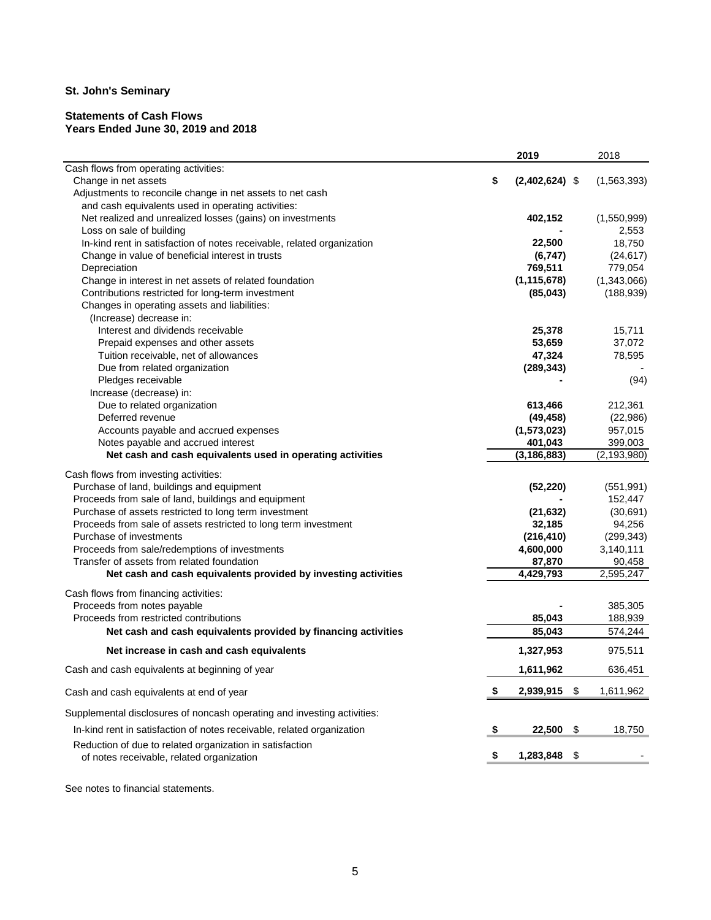**St. John's Seminary**

**Statements of Cash Flows**
**Years Ended June 30, 2019 and 2018**

| | **2019** | 2018 |
|---|---|---|
| Cash flows from operating activities: | | |
| Change in net assets | **$ (2,402,624)** | $ (1,563,393) |
| Adjustments to reconcile change in net assets to net cash and cash equivalents used in operating activities: | | |
| Net realized and unrealized losses (gains) on investments | **402,152** | (1,550,999) |
| Loss on sale of building | **-** | 2,553 |
| In-kind rent in satisfaction of notes receivable, related organization | **22,500** | 18,750 |
| Change in value of beneficial interest in trusts | **(6,747)** | (24,617) |
| Depreciation | **769,511** | 779,054 |
| Change in interest in net assets of related foundation | **(1,115,678)** | (1,343,066) |
| Contributions restricted for long-term investment | **(85,043)** | (188,939) |
| Changes in operating assets and liabilities: | | |
| (Increase) decrease in: | | |
| Interest and dividends receivable | **25,378** | 15,711 |
| Prepaid expenses and other assets | **53,659** | 37,072 |
| Tuition receivable, net of allowances | **47,324** | 78,595 |
| Due from related organization | **(289,343)** | - |
| Pledges receivable | **-** | (94) |
| Increase (decrease) in: | | |
| Due to related organization | **613,466** | 212,361 |
| Deferred revenue | **(49,458)** | (22,986) |
| Accounts payable and accrued expenses | **(1,573,023)** | 957,015 |
| Notes payable and accrued interest | **401,043** | 399,003 |
| **Net cash and cash equivalents used in operating activities** | **(3,186,883)** | (2,193,980) |
| Cash flows from investing activities: | | |
| Purchase of land, buildings and equipment | **(52,220)** | (551,991) |
| Proceeds from sale of land, buildings and equipment | **-** | 152,447 |
| Purchase of assets restricted to long term investment | **(21,632)** | (30,691) |
| Proceeds from sale of assets restricted to long term investment | **32,185** | 94,256 |
| Purchase of investments | **(216,410)** | (299,343) |
| Proceeds from sale/redemptions of investments | **4,600,000** | 3,140,111 |
| Transfer of assets from related foundation | **87,870** | 90,458 |
| **Net cash and cash equivalents provided by investing activities** | **4,429,793** | 2,595,247 |
| Cash flows from financing activities: | | |
| Proceeds from notes payable | **-** | 385,305 |
| Proceeds from restricted contributions | **85,043** | 188,939 |
| **Net cash and cash equivalents provided by financing activities** | **85,043** | 574,244 |
| **Net increase in cash and cash equivalents** | **1,327,953** | 975,511 |
| Cash and cash equivalents at beginning of year | **1,611,962** | 636,451 |
| Cash and cash equivalents at end of year | **$ 2,939,915** | $ 1,611,962 |
| Supplemental disclosures of noncash operating and investing activities: | | |
| In-kind rent in satisfaction of notes receivable, related organization | **$ 22,500** | $ 18,750 |
| Reduction of due to related organization in satisfaction of notes receivable, related organization | **$ 1,283,848** | $ - |

See notes to financial statements.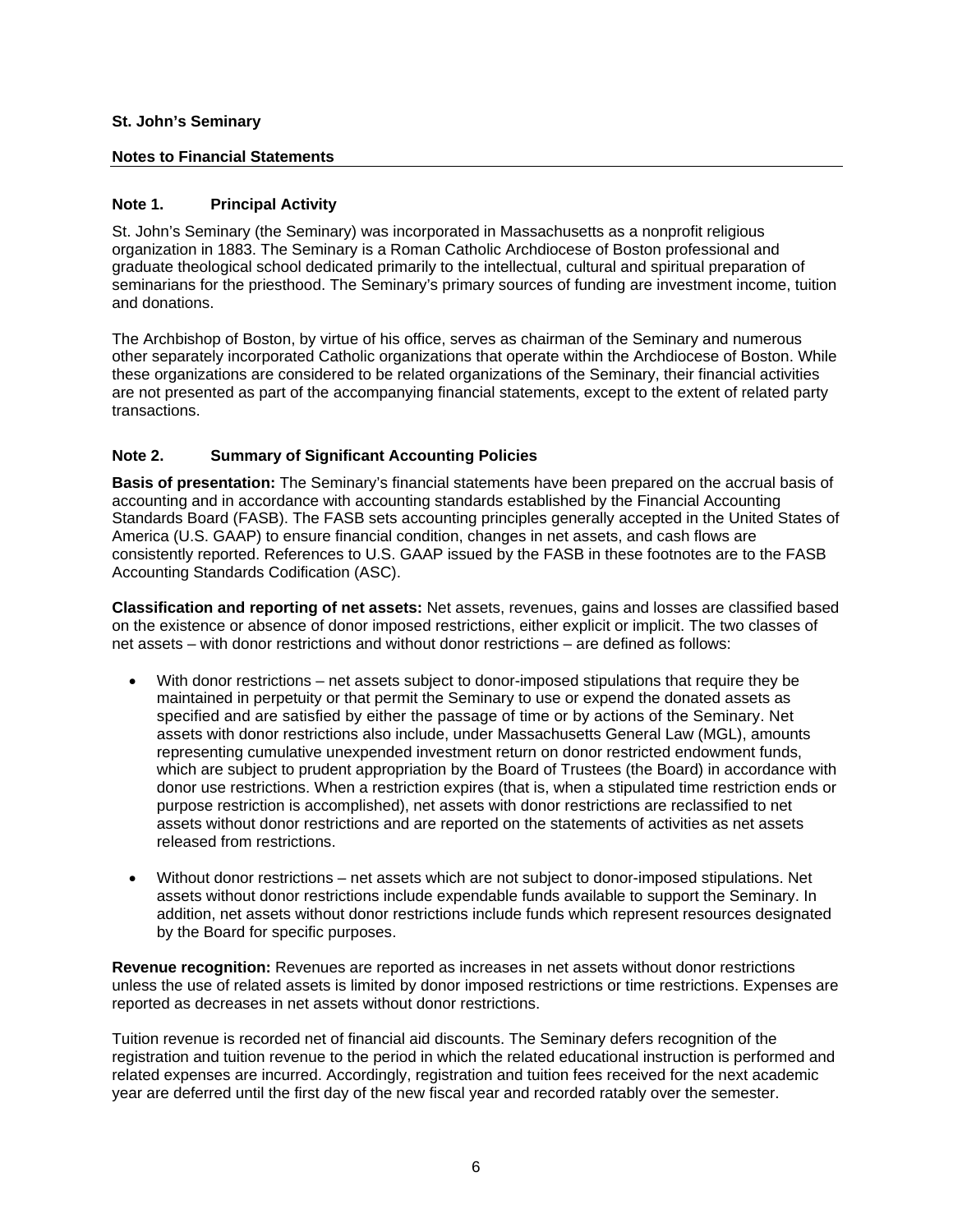**St. John's Seminary**

**Notes to Financial Statements**

## Note 1. Principal Activity

St. John's Seminary (the Seminary) was incorporated in Massachusetts as a nonprofit religious organization in 1883. The Seminary is a Roman Catholic Archdiocese of Boston professional and graduate theological school dedicated primarily to the intellectual, cultural and spiritual preparation of seminarians for the priesthood. The Seminary's primary sources of funding are investment income, tuition and donations.

The Archbishop of Boston, by virtue of his office, serves as chairman of the Seminary and numerous other separately incorporated Catholic organizations that operate within the Archdiocese of Boston. While these organizations are considered to be related organizations of the Seminary, their financial activities are not presented as part of the accompanying financial statements, except to the extent of related party transactions.

## Note 2. Summary of Significant Accounting Policies

**Basis of presentation:** The Seminary's financial statements have been prepared on the accrual basis of accounting and in accordance with accounting standards established by the Financial Accounting Standards Board (FASB). The FASB sets accounting principles generally accepted in the United States of America (U.S. GAAP) to ensure financial condition, changes in net assets, and cash flows are consistently reported. References to U.S. GAAP issued by the FASB in these footnotes are to the FASB Accounting Standards Codification (ASC).

**Classification and reporting of net assets:** Net assets, revenues, gains and losses are classified based on the existence or absence of donor imposed restrictions, either explicit or implicit. The two classes of net assets – with donor restrictions and without donor restrictions – are defined as follows:

- With donor restrictions – net assets subject to donor-imposed stipulations that require they be maintained in perpetuity or that permit the Seminary to use or expend the donated assets as specified and are satisfied by either the passage of time or by actions of the Seminary. Net assets with donor restrictions also include, under Massachusetts General Law (MGL), amounts representing cumulative unexpended investment return on donor restricted endowment funds, which are subject to prudent appropriation by the Board of Trustees (the Board) in accordance with donor use restrictions. When a restriction expires (that is, when a stipulated time restriction ends or purpose restriction is accomplished), net assets with donor restrictions are reclassified to net assets without donor restrictions and are reported on the statements of activities as net assets released from restrictions.

- Without donor restrictions – net assets which are not subject to donor-imposed stipulations. Net assets without donor restrictions include expendable funds available to support the Seminary. In addition, net assets without donor restrictions include funds which represent resources designated by the Board for specific purposes.

**Revenue recognition:** Revenues are reported as increases in net assets without donor restrictions unless the use of related assets is limited by donor imposed restrictions or time restrictions. Expenses are reported as decreases in net assets without donor restrictions.

Tuition revenue is recorded net of financial aid discounts. The Seminary defers recognition of the registration and tuition revenue to the period in which the related educational instruction is performed and related expenses are incurred. Accordingly, registration and tuition fees received for the next academic year are deferred until the first day of the new fiscal year and recorded ratably over the semester.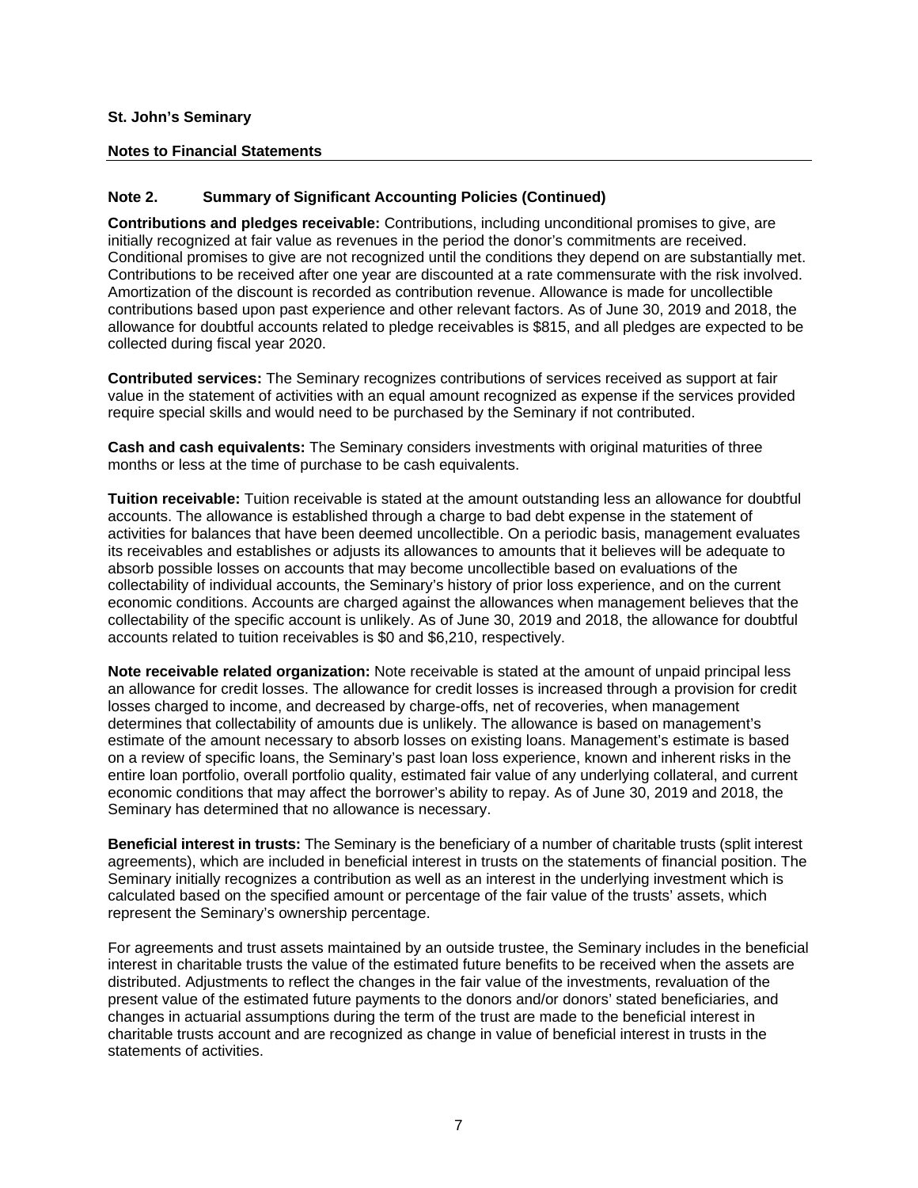**St. John's Seminary**

**Notes to Financial Statements**

**Note 2. Summary of Significant Accounting Policies (Continued)**

**Contributions and pledges receivable:** Contributions, including unconditional promises to give, are initially recognized at fair value as revenues in the period the donor's commitments are received. Conditional promises to give are not recognized until the conditions they depend on are substantially met. Contributions to be received after one year are discounted at a rate commensurate with the risk involved. Amortization of the discount is recorded as contribution revenue. Allowance is made for uncollectible contributions based upon past experience and other relevant factors. As of June 30, 2019 and 2018, the allowance for doubtful accounts related to pledge receivables is $815, and all pledges are expected to be collected during fiscal year 2020.

**Contributed services:** The Seminary recognizes contributions of services received as support at fair value in the statement of activities with an equal amount recognized as expense if the services provided require special skills and would need to be purchased by the Seminary if not contributed.

**Cash and cash equivalents:** The Seminary considers investments with original maturities of three months or less at the time of purchase to be cash equivalents.

**Tuition receivable:** Tuition receivable is stated at the amount outstanding less an allowance for doubtful accounts. The allowance is established through a charge to bad debt expense in the statement of activities for balances that have been deemed uncollectible. On a periodic basis, management evaluates its receivables and establishes or adjusts its allowances to amounts that it believes will be adequate to absorb possible losses on accounts that may become uncollectible based on evaluations of the collectability of individual accounts, the Seminary's history of prior loss experience, and on the current economic conditions. Accounts are charged against the allowances when management believes that the collectability of the specific account is unlikely. As of June 30, 2019 and 2018, the allowance for doubtful accounts related to tuition receivables is $0 and $6,210, respectively.

**Note receivable related organization:** Note receivable is stated at the amount of unpaid principal less an allowance for credit losses. The allowance for credit losses is increased through a provision for credit losses charged to income, and decreased by charge-offs, net of recoveries, when management determines that collectability of amounts due is unlikely. The allowance is based on management's estimate of the amount necessary to absorb losses on existing loans. Management's estimate is based on a review of specific loans, the Seminary's past loan loss experience, known and inherent risks in the entire loan portfolio, overall portfolio quality, estimated fair value of any underlying collateral, and current economic conditions that may affect the borrower's ability to repay. As of June 30, 2019 and 2018, the Seminary has determined that no allowance is necessary.

**Beneficial interest in trusts:** The Seminary is the beneficiary of a number of charitable trusts (split interest agreements), which are included in beneficial interest in trusts on the statements of financial position. The Seminary initially recognizes a contribution as well as an interest in the underlying investment which is calculated based on the specified amount or percentage of the fair value of the trusts' assets, which represent the Seminary's ownership percentage.

For agreements and trust assets maintained by an outside trustee, the Seminary includes in the beneficial interest in charitable trusts the value of the estimated future benefits to be received when the assets are distributed. Adjustments to reflect the changes in the fair value of the investments, revaluation of the present value of the estimated future payments to the donors and/or donors' stated beneficiaries, and changes in actuarial assumptions during the term of the trust are made to the beneficial interest in charitable trusts account and are recognized as change in value of beneficial interest in trusts in the statements of activities.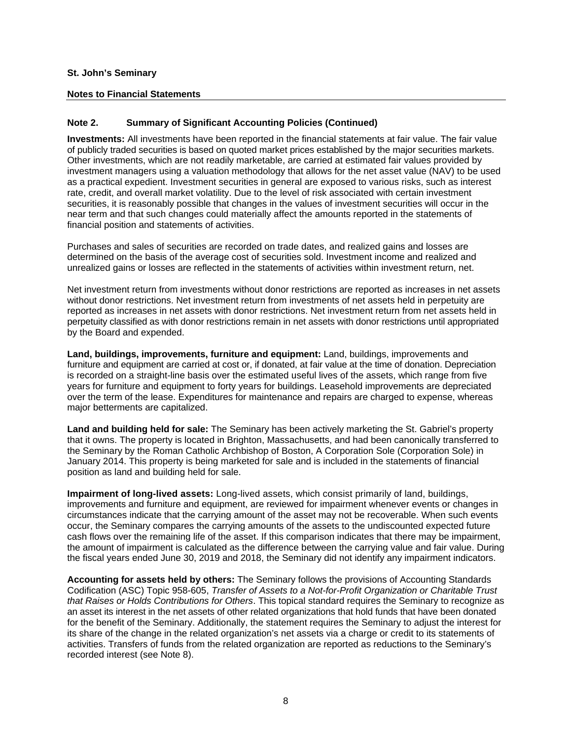**St. John's Seminary**

**Notes to Financial Statements**

## Note 2. Summary of Significant Accounting Policies (Continued)

**Investments:** All investments have been reported in the financial statements at fair value. The fair value of publicly traded securities is based on quoted market prices established by the major securities markets. Other investments, which are not readily marketable, are carried at estimated fair values provided by investment managers using a valuation methodology that allows for the net asset value (NAV) to be used as a practical expedient. Investment securities in general are exposed to various risks, such as interest rate, credit, and overall market volatility. Due to the level of risk associated with certain investment securities, it is reasonably possible that changes in the values of investment securities will occur in the near term and that such changes could materially affect the amounts reported in the statements of financial position and statements of activities.

Purchases and sales of securities are recorded on trade dates, and realized gains and losses are determined on the basis of the average cost of securities sold. Investment income and realized and unrealized gains or losses are reflected in the statements of activities within investment return, net.

Net investment return from investments without donor restrictions are reported as increases in net assets without donor restrictions. Net investment return from investments of net assets held in perpetuity are reported as increases in net assets with donor restrictions. Net investment return from net assets held in perpetuity classified as with donor restrictions remain in net assets with donor restrictions until appropriated by the Board and expended.

**Land, buildings, improvements, furniture and equipment:** Land, buildings, improvements and furniture and equipment are carried at cost or, if donated, at fair value at the time of donation. Depreciation is recorded on a straight-line basis over the estimated useful lives of the assets, which range from five years for furniture and equipment to forty years for buildings. Leasehold improvements are depreciated over the term of the lease. Expenditures for maintenance and repairs are charged to expense, whereas major betterments are capitalized.

**Land and building held for sale:** The Seminary has been actively marketing the St. Gabriel's property that it owns. The property is located in Brighton, Massachusetts, and had been canonically transferred to the Seminary by the Roman Catholic Archbishop of Boston, A Corporation Sole (Corporation Sole) in January 2014. This property is being marketed for sale and is included in the statements of financial position as land and building held for sale.

**Impairment of long-lived assets:** Long-lived assets, which consist primarily of land, buildings, improvements and furniture and equipment, are reviewed for impairment whenever events or changes in circumstances indicate that the carrying amount of the asset may not be recoverable. When such events occur, the Seminary compares the carrying amounts of the assets to the undiscounted expected future cash flows over the remaining life of the asset. If this comparison indicates that there may be impairment, the amount of impairment is calculated as the difference between the carrying value and fair value. During the fiscal years ended June 30, 2019 and 2018, the Seminary did not identify any impairment indicators.

**Accounting for assets held by others:** The Seminary follows the provisions of Accounting Standards Codification (ASC) Topic 958-605, *Transfer of Assets to a Not-for-Profit Organization or Charitable Trust that Raises or Holds Contributions for Others*. This topical standard requires the Seminary to recognize as an asset its interest in the net assets of other related organizations that hold funds that have been donated for the benefit of the Seminary. Additionally, the statement requires the Seminary to adjust the interest for its share of the change in the related organization's net assets via a charge or credit to its statements of activities. Transfers of funds from the related organization are reported as reductions to the Seminary's recorded interest (see Note 8).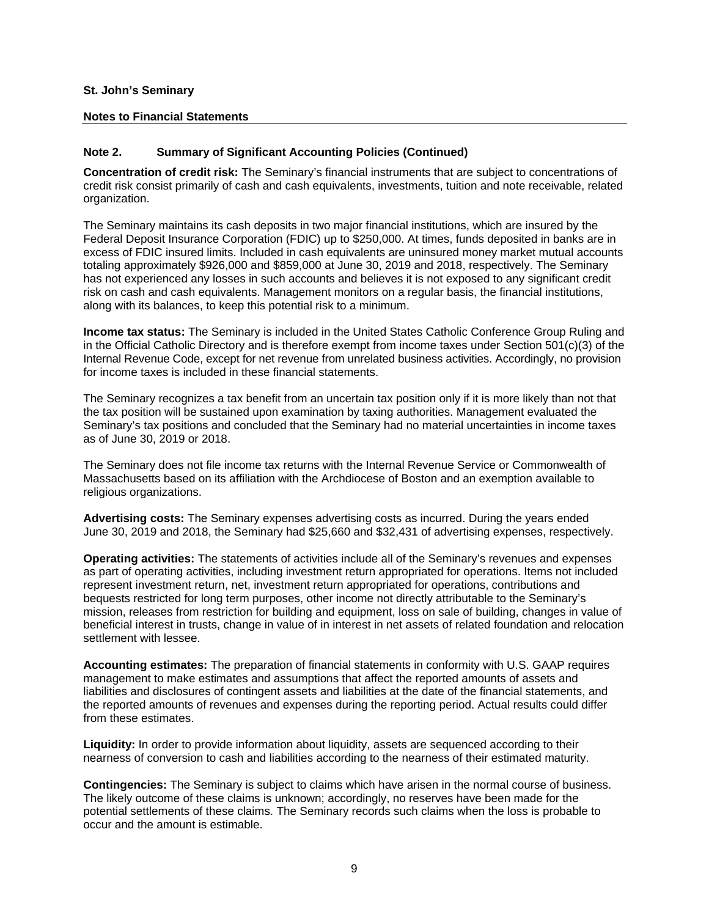**St. John's Seminary**

**Notes to Financial Statements**

## Note 2. Summary of Significant Accounting Policies (Continued)

**Concentration of credit risk:** The Seminary's financial instruments that are subject to concentrations of credit risk consist primarily of cash and cash equivalents, investments, tuition and note receivable, related organization.

The Seminary maintains its cash deposits in two major financial institutions, which are insured by the Federal Deposit Insurance Corporation (FDIC) up to $250,000. At times, funds deposited in banks are in excess of FDIC insured limits. Included in cash equivalents are uninsured money market mutual accounts totaling approximately $926,000 and $859,000 at June 30, 2019 and 2018, respectively. The Seminary has not experienced any losses in such accounts and believes it is not exposed to any significant credit risk on cash and cash equivalents. Management monitors on a regular basis, the financial institutions, along with its balances, to keep this potential risk to a minimum.

**Income tax status:** The Seminary is included in the United States Catholic Conference Group Ruling and in the Official Catholic Directory and is therefore exempt from income taxes under Section 501(c)(3) of the Internal Revenue Code, except for net revenue from unrelated business activities. Accordingly, no provision for income taxes is included in these financial statements.

The Seminary recognizes a tax benefit from an uncertain tax position only if it is more likely than not that the tax position will be sustained upon examination by taxing authorities. Management evaluated the Seminary's tax positions and concluded that the Seminary had no material uncertainties in income taxes as of June 30, 2019 or 2018.

The Seminary does not file income tax returns with the Internal Revenue Service or Commonwealth of Massachusetts based on its affiliation with the Archdiocese of Boston and an exemption available to religious organizations.

**Advertising costs:** The Seminary expenses advertising costs as incurred. During the years ended June 30, 2019 and 2018, the Seminary had $25,660 and $32,431 of advertising expenses, respectively.

**Operating activities:** The statements of activities include all of the Seminary's revenues and expenses as part of operating activities, including investment return appropriated for operations. Items not included represent investment return, net, investment return appropriated for operations, contributions and bequests restricted for long term purposes, other income not directly attributable to the Seminary's mission, releases from restriction for building and equipment, loss on sale of building, changes in value of beneficial interest in trusts, change in value of in interest in net assets of related foundation and relocation settlement with lessee.

**Accounting estimates:** The preparation of financial statements in conformity with U.S. GAAP requires management to make estimates and assumptions that affect the reported amounts of assets and liabilities and disclosures of contingent assets and liabilities at the date of the financial statements, and the reported amounts of revenues and expenses during the reporting period. Actual results could differ from these estimates.

**Liquidity:** In order to provide information about liquidity, assets are sequenced according to their nearness of conversion to cash and liabilities according to the nearness of their estimated maturity.

**Contingencies:** The Seminary is subject to claims which have arisen in the normal course of business. The likely outcome of these claims is unknown; accordingly, no reserves have been made for the potential settlements of these claims. The Seminary records such claims when the loss is probable to occur and the amount is estimable.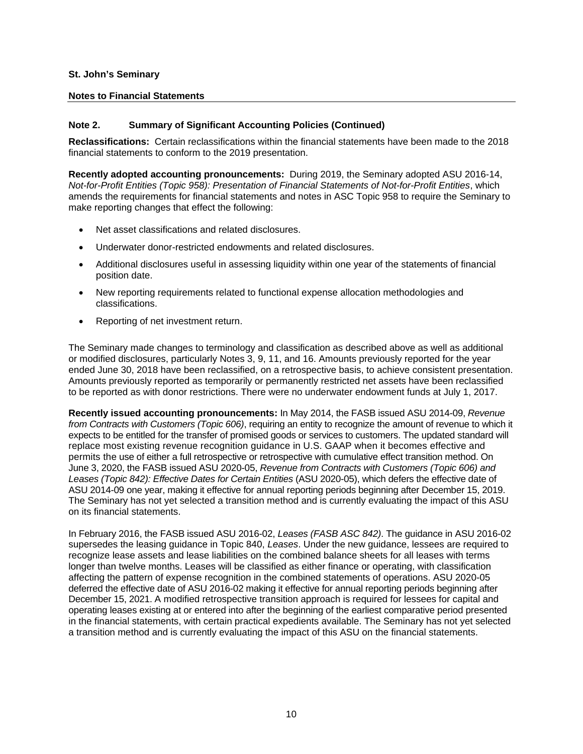**St. John's Seminary**

**Notes to Financial Statements**

**Note 2. Summary of Significant Accounting Policies (Continued)**

**Reclassifications:** Certain reclassifications within the financial statements have been made to the 2018 financial statements to conform to the 2019 presentation.

**Recently adopted accounting pronouncements:** During 2019, the Seminary adopted ASU 2016-14, *Not-for-Profit Entities (Topic 958): Presentation of Financial Statements of Not-for-Profit Entities*, which amends the requirements for financial statements and notes in ASC Topic 958 to require the Seminary to make reporting changes that effect the following:

- Net asset classifications and related disclosures.
- Underwater donor-restricted endowments and related disclosures.
- Additional disclosures useful in assessing liquidity within one year of the statements of financial position date.
- New reporting requirements related to functional expense allocation methodologies and classifications.
- Reporting of net investment return.

The Seminary made changes to terminology and classification as described above as well as additional or modified disclosures, particularly Notes 3, 9, 11, and 16. Amounts previously reported for the year ended June 30, 2018 have been reclassified, on a retrospective basis, to achieve consistent presentation. Amounts previously reported as temporarily or permanently restricted net assets have been reclassified to be reported as with donor restrictions. There were no underwater endowment funds at July 1, 2017.

**Recently issued accounting pronouncements:** In May 2014, the FASB issued ASU 2014-09, *Revenue from Contracts with Customers (Topic 606)*, requiring an entity to recognize the amount of revenue to which it expects to be entitled for the transfer of promised goods or services to customers. The updated standard will replace most existing revenue recognition guidance in U.S. GAAP when it becomes effective and permits the use of either a full retrospective or retrospective with cumulative effect transition method. On June 3, 2020, the FASB issued ASU 2020-05, *Revenue from Contracts with Customers (Topic 606) and Leases (Topic 842): Effective Dates for Certain Entities* (ASU 2020-05), which defers the effective date of ASU 2014-09 one year, making it effective for annual reporting periods beginning after December 15, 2019. The Seminary has not yet selected a transition method and is currently evaluating the impact of this ASU on its financial statements.

In February 2016, the FASB issued ASU 2016-02, *Leases (FASB ASC 842)*. The guidance in ASU 2016-02 supersedes the leasing guidance in Topic 840, *Leases*. Under the new guidance, lessees are required to recognize lease assets and lease liabilities on the combined balance sheets for all leases with terms longer than twelve months. Leases will be classified as either finance or operating, with classification affecting the pattern of expense recognition in the combined statements of operations. ASU 2020-05 deferred the effective date of ASU 2016-02 making it effective for annual reporting periods beginning after December 15, 2021. A modified retrospective transition approach is required for lessees for capital and operating leases existing at or entered into after the beginning of the earliest comparative period presented in the financial statements, with certain practical expedients available. The Seminary has not yet selected a transition method and is currently evaluating the impact of this ASU on the financial statements.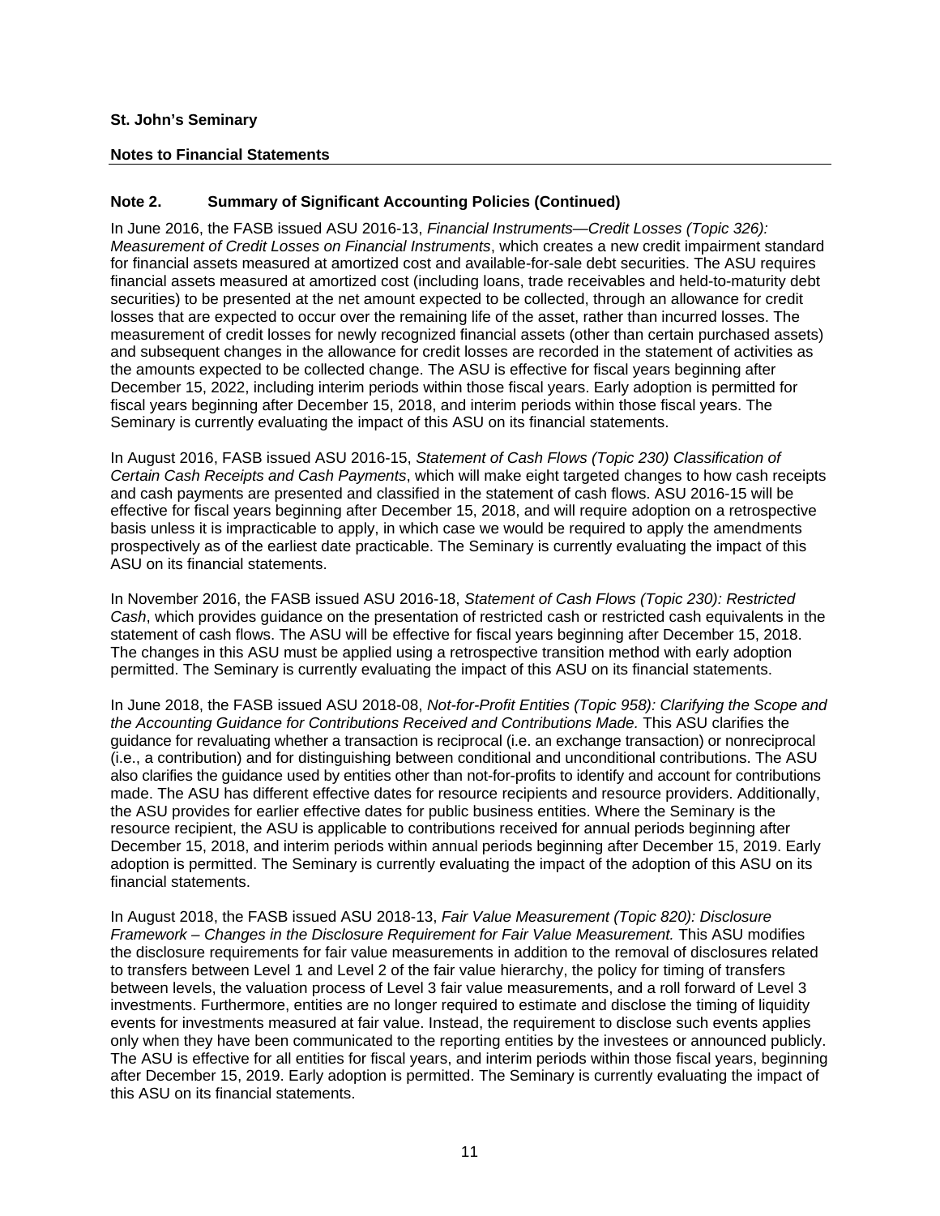**St. John's Seminary**

**Notes to Financial Statements**

## Note 2. Summary of Significant Accounting Policies (Continued)

In June 2016, the FASB issued ASU 2016-13, *Financial Instruments—Credit Losses (Topic 326): Measurement of Credit Losses on Financial Instruments*, which creates a new credit impairment standard for financial assets measured at amortized cost and available-for-sale debt securities. The ASU requires financial assets measured at amortized cost (including loans, trade receivables and held-to-maturity debt securities) to be presented at the net amount expected to be collected, through an allowance for credit losses that are expected to occur over the remaining life of the asset, rather than incurred losses. The measurement of credit losses for newly recognized financial assets (other than certain purchased assets) and subsequent changes in the allowance for credit losses are recorded in the statement of activities as the amounts expected to be collected change. The ASU is effective for fiscal years beginning after December 15, 2022, including interim periods within those fiscal years. Early adoption is permitted for fiscal years beginning after December 15, 2018, and interim periods within those fiscal years. The Seminary is currently evaluating the impact of this ASU on its financial statements.

In August 2016, FASB issued ASU 2016-15, *Statement of Cash Flows (Topic 230) Classification of Certain Cash Receipts and Cash Payments*, which will make eight targeted changes to how cash receipts and cash payments are presented and classified in the statement of cash flows. ASU 2016-15 will be effective for fiscal years beginning after December 15, 2018, and will require adoption on a retrospective basis unless it is impracticable to apply, in which case we would be required to apply the amendments prospectively as of the earliest date practicable. The Seminary is currently evaluating the impact of this ASU on its financial statements.

In November 2016, the FASB issued ASU 2016-18, *Statement of Cash Flows (Topic 230): Restricted Cash*, which provides guidance on the presentation of restricted cash or restricted cash equivalents in the statement of cash flows. The ASU will be effective for fiscal years beginning after December 15, 2018. The changes in this ASU must be applied using a retrospective transition method with early adoption permitted. The Seminary is currently evaluating the impact of this ASU on its financial statements.

In June 2018, the FASB issued ASU 2018-08, *Not-for-Profit Entities (Topic 958): Clarifying the Scope and the Accounting Guidance for Contributions Received and Contributions Made.* This ASU clarifies the guidance for revaluating whether a transaction is reciprocal (i.e. an exchange transaction) or nonreciprocal (i.e., a contribution) and for distinguishing between conditional and unconditional contributions. The ASU also clarifies the guidance used by entities other than not-for-profits to identify and account for contributions made. The ASU has different effective dates for resource recipients and resource providers. Additionally, the ASU provides for earlier effective dates for public business entities. Where the Seminary is the resource recipient, the ASU is applicable to contributions received for annual periods beginning after December 15, 2018, and interim periods within annual periods beginning after December 15, 2019. Early adoption is permitted. The Seminary is currently evaluating the impact of the adoption of this ASU on its financial statements.

In August 2018, the FASB issued ASU 2018-13, *Fair Value Measurement (Topic 820): Disclosure Framework – Changes in the Disclosure Requirement for Fair Value Measurement.* This ASU modifies the disclosure requirements for fair value measurements in addition to the removal of disclosures related to transfers between Level 1 and Level 2 of the fair value hierarchy, the policy for timing of transfers between levels, the valuation process of Level 3 fair value measurements, and a roll forward of Level 3 investments. Furthermore, entities are no longer required to estimate and disclose the timing of liquidity events for investments measured at fair value. Instead, the requirement to disclose such events applies only when they have been communicated to the reporting entities by the investees or announced publicly. The ASU is effective for all entities for fiscal years, and interim periods within those fiscal years, beginning after December 15, 2019. Early adoption is permitted. The Seminary is currently evaluating the impact of this ASU on its financial statements.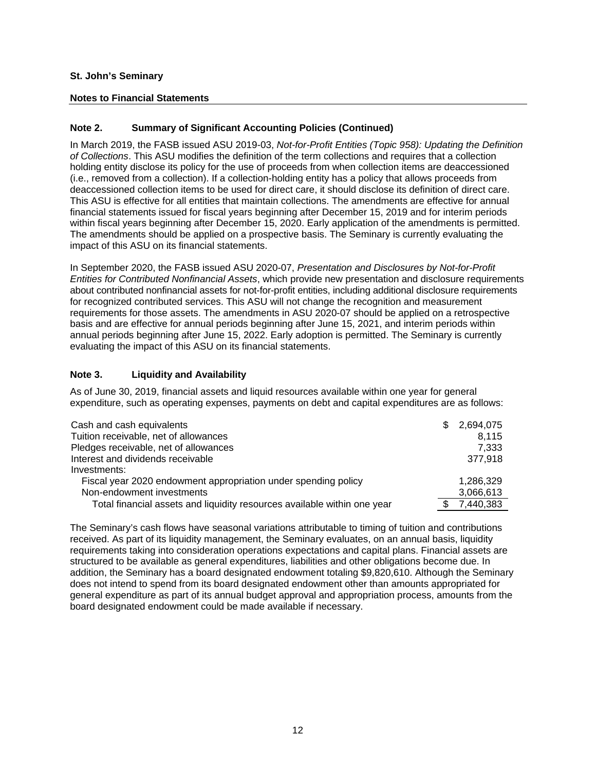**St. John's Seminary**

**Notes to Financial Statements**

## Note 2. Summary of Significant Accounting Policies (Continued)

In March 2019, the FASB issued ASU 2019-03, *Not-for-Profit Entities (Topic 958): Updating the Definition of Collections*. This ASU modifies the definition of the term collections and requires that a collection holding entity disclose its policy for the use of proceeds from when collection items are deaccessioned (i.e., removed from a collection). If a collection-holding entity has a policy that allows proceeds from deaccessioned collection items to be used for direct care, it should disclose its definition of direct care. This ASU is effective for all entities that maintain collections. The amendments are effective for annual financial statements issued for fiscal years beginning after December 15, 2019 and for interim periods within fiscal years beginning after December 15, 2020. Early application of the amendments is permitted. The amendments should be applied on a prospective basis. The Seminary is currently evaluating the impact of this ASU on its financial statements.

In September 2020, the FASB issued ASU 2020-07, *Presentation and Disclosures by Not-for-Profit Entities for Contributed Nonfinancial Assets*, which provide new presentation and disclosure requirements about contributed nonfinancial assets for not-for-profit entities, including additional disclosure requirements for recognized contributed services. This ASU will not change the recognition and measurement requirements for those assets. The amendments in ASU 2020-07 should be applied on a retrospective basis and are effective for annual periods beginning after June 15, 2021, and interim periods within annual periods beginning after June 15, 2022. Early adoption is permitted. The Seminary is currently evaluating the impact of this ASU on its financial statements.

## Note 3. Liquidity and Availability

As of June 30, 2019, financial assets and liquid resources available within one year for general expenditure, such as operating expenses, payments on debt and capital expenditures are as follows:

| | |
|---|---|
| Cash and cash equivalents | $ 2,694,075 |
| Tuition receivable, net of allowances | 8,115 |
| Pledges receivable, net of allowances | 7,333 |
| Interest and dividends receivable | 377,918 |
| Investments: | |
| Fiscal year 2020 endowment appropriation under spending policy | 1,286,329 |
| Non-endowment investments | 3,066,613 |
| Total financial assets and liquidity resources available within one year | $ 7,440,383 |

The Seminary's cash flows have seasonal variations attributable to timing of tuition and contributions received. As part of its liquidity management, the Seminary evaluates, on an annual basis, liquidity requirements taking into consideration operations expectations and capital plans. Financial assets are structured to be available as general expenditures, liabilities and other obligations become due. In addition, the Seminary has a board designated endowment totaling $9,820,610. Although the Seminary does not intend to spend from its board designated endowment other than amounts appropriated for general expenditure as part of its annual budget approval and appropriation process, amounts from the board designated endowment could be made available if necessary.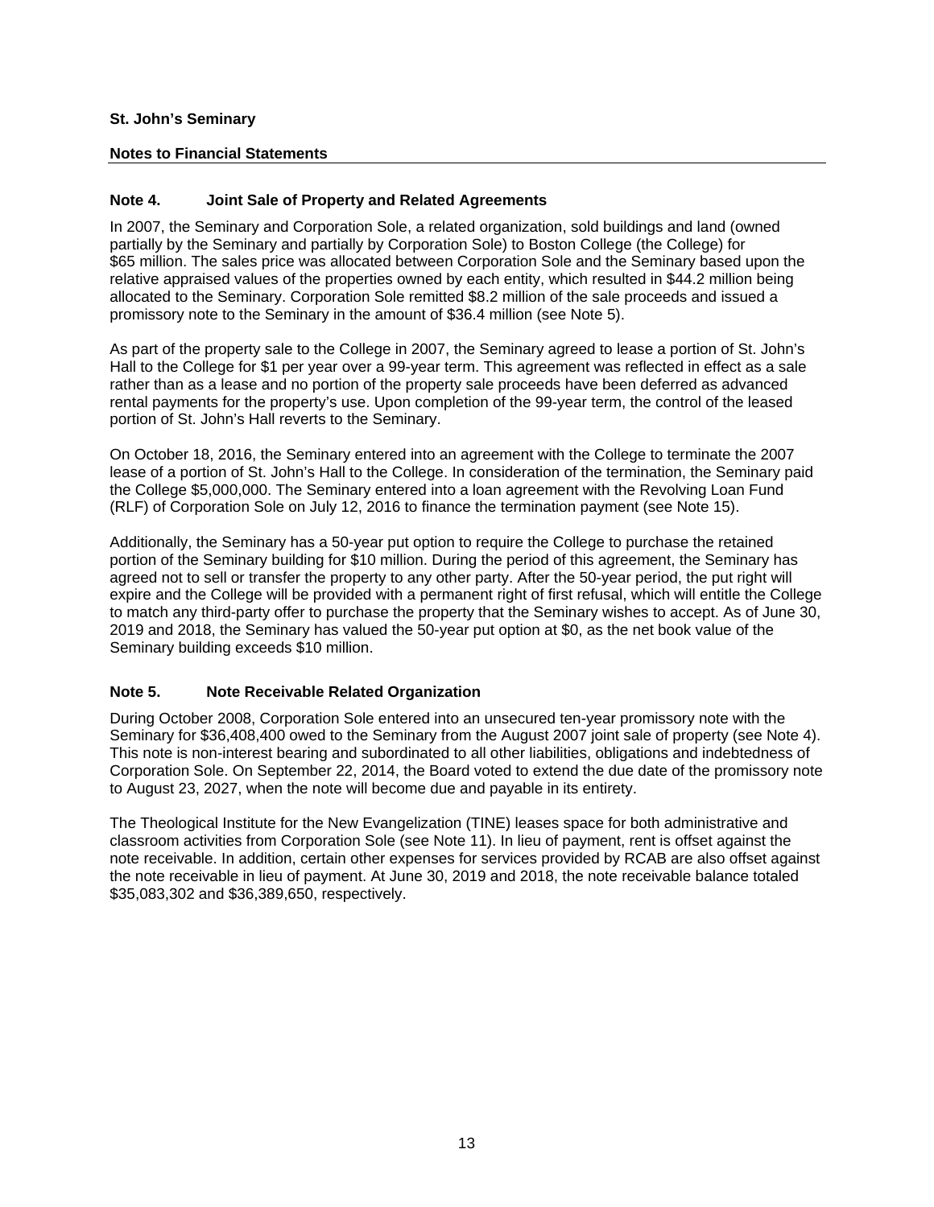**St. John's Seminary**

**Notes to Financial Statements**

## Note 4. Joint Sale of Property and Related Agreements

In 2007, the Seminary and Corporation Sole, a related organization, sold buildings and land (owned partially by the Seminary and partially by Corporation Sole) to Boston College (the College) for $65 million. The sales price was allocated between Corporation Sole and the Seminary based upon the relative appraised values of the properties owned by each entity, which resulted in $44.2 million being allocated to the Seminary. Corporation Sole remitted $8.2 million of the sale proceeds and issued a promissory note to the Seminary in the amount of $36.4 million (see Note 5).

As part of the property sale to the College in 2007, the Seminary agreed to lease a portion of St. John's Hall to the College for $1 per year over a 99-year term. This agreement was reflected in effect as a sale rather than as a lease and no portion of the property sale proceeds have been deferred as advanced rental payments for the property's use. Upon completion of the 99-year term, the control of the leased portion of St. John's Hall reverts to the Seminary.

On October 18, 2016, the Seminary entered into an agreement with the College to terminate the 2007 lease of a portion of St. John's Hall to the College. In consideration of the termination, the Seminary paid the College $5,000,000. The Seminary entered into a loan agreement with the Revolving Loan Fund (RLF) of Corporation Sole on July 12, 2016 to finance the termination payment (see Note 15).

Additionally, the Seminary has a 50-year put option to require the College to purchase the retained portion of the Seminary building for $10 million. During the period of this agreement, the Seminary has agreed not to sell or transfer the property to any other party. After the 50-year period, the put right will expire and the College will be provided with a permanent right of first refusal, which will entitle the College to match any third-party offer to purchase the property that the Seminary wishes to accept. As of June 30, 2019 and 2018, the Seminary has valued the 50-year put option at $0, as the net book value of the Seminary building exceeds $10 million.

## Note 5. Note Receivable Related Organization

During October 2008, Corporation Sole entered into an unsecured ten-year promissory note with the Seminary for $36,408,400 owed to the Seminary from the August 2007 joint sale of property (see Note 4). This note is non-interest bearing and subordinated to all other liabilities, obligations and indebtedness of Corporation Sole. On September 22, 2014, the Board voted to extend the due date of the promissory note to August 23, 2027, when the note will become due and payable in its entirety.

The Theological Institute for the New Evangelization (TINE) leases space for both administrative and classroom activities from Corporation Sole (see Note 11). In lieu of payment, rent is offset against the note receivable. In addition, certain other expenses for services provided by RCAB are also offset against the note receivable in lieu of payment. At June 30, 2019 and 2018, the note receivable balance totaled $35,083,302 and $36,389,650, respectively.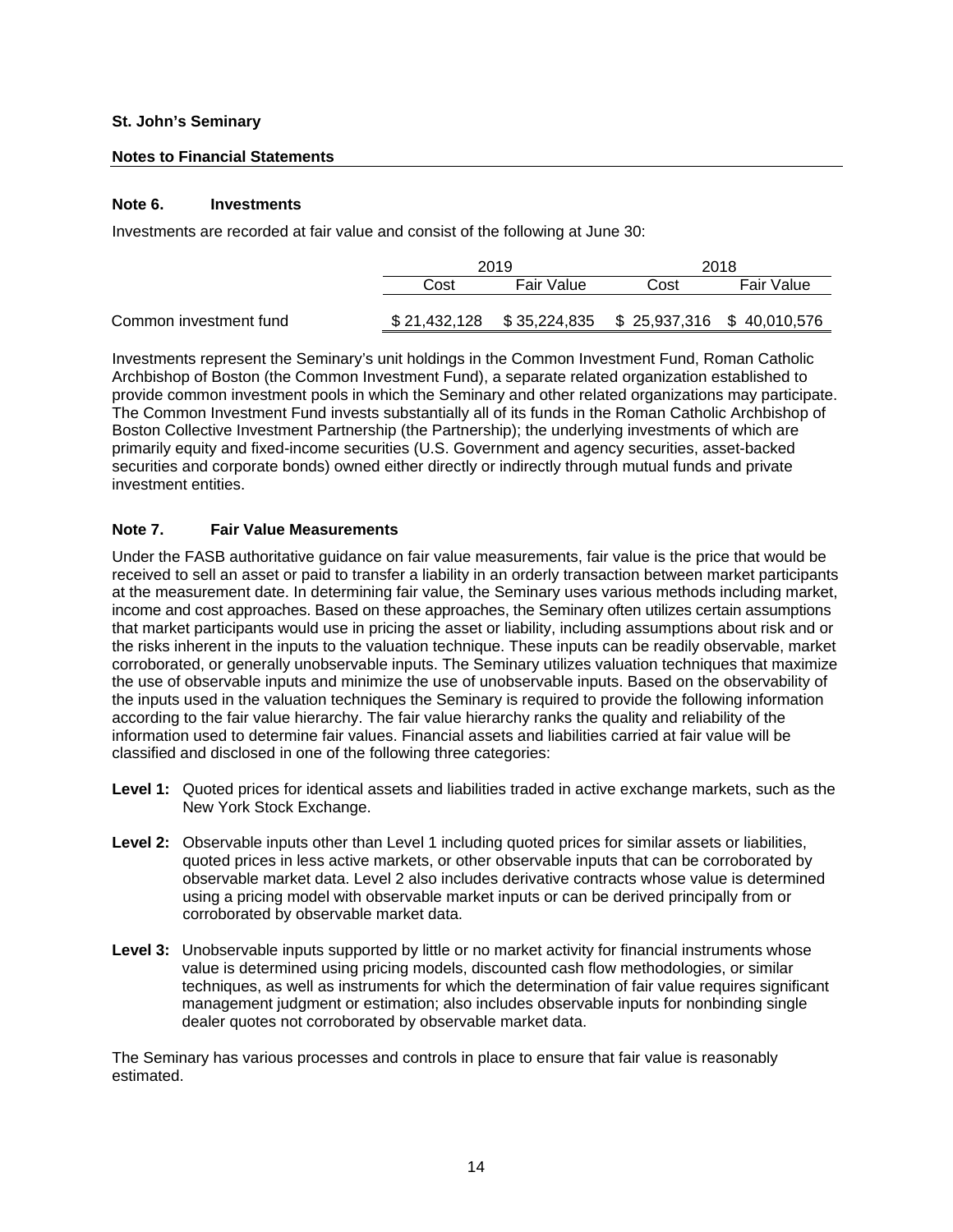**St. John's Seminary**

**Notes to Financial Statements**

### Note 6. Investments

Investments are recorded at fair value and consist of the following at June 30:

| | 2019 | | 2018 | |
|---|---|---|---|---|
| | Cost | Fair Value | Cost | Fair Value |
| Common investment fund | $ 21,432,128 | $ 35,224,835 | $ 25,937,316 | $ 40,010,576 |

Investments represent the Seminary's unit holdings in the Common Investment Fund, Roman Catholic Archbishop of Boston (the Common Investment Fund), a separate related organization established to provide common investment pools in which the Seminary and other related organizations may participate. The Common Investment Fund invests substantially all of its funds in the Roman Catholic Archbishop of Boston Collective Investment Partnership (the Partnership); the underlying investments of which are primarily equity and fixed-income securities (U.S. Government and agency securities, asset-backed securities and corporate bonds) owned either directly or indirectly through mutual funds and private investment entities.

### Note 7. Fair Value Measurements

Under the FASB authoritative guidance on fair value measurements, fair value is the price that would be received to sell an asset or paid to transfer a liability in an orderly transaction between market participants at the measurement date. In determining fair value, the Seminary uses various methods including market, income and cost approaches. Based on these approaches, the Seminary often utilizes certain assumptions that market participants would use in pricing the asset or liability, including assumptions about risk and or the risks inherent in the inputs to the valuation technique. These inputs can be readily observable, market corroborated, or generally unobservable inputs. The Seminary utilizes valuation techniques that maximize the use of observable inputs and minimize the use of unobservable inputs. Based on the observability of the inputs used in the valuation techniques the Seminary is required to provide the following information according to the fair value hierarchy. The fair value hierarchy ranks the quality and reliability of the information used to determine fair values. Financial assets and liabilities carried at fair value will be classified and disclosed in one of the following three categories:

**Level 1:** Quoted prices for identical assets and liabilities traded in active exchange markets, such as the New York Stock Exchange.

**Level 2:** Observable inputs other than Level 1 including quoted prices for similar assets or liabilities, quoted prices in less active markets, or other observable inputs that can be corroborated by observable market data. Level 2 also includes derivative contracts whose value is determined using a pricing model with observable market inputs or can be derived principally from or corroborated by observable market data.

**Level 3:** Unobservable inputs supported by little or no market activity for financial instruments whose value is determined using pricing models, discounted cash flow methodologies, or similar techniques, as well as instruments for which the determination of fair value requires significant management judgment or estimation; also includes observable inputs for nonbinding single dealer quotes not corroborated by observable market data.

The Seminary has various processes and controls in place to ensure that fair value is reasonably estimated.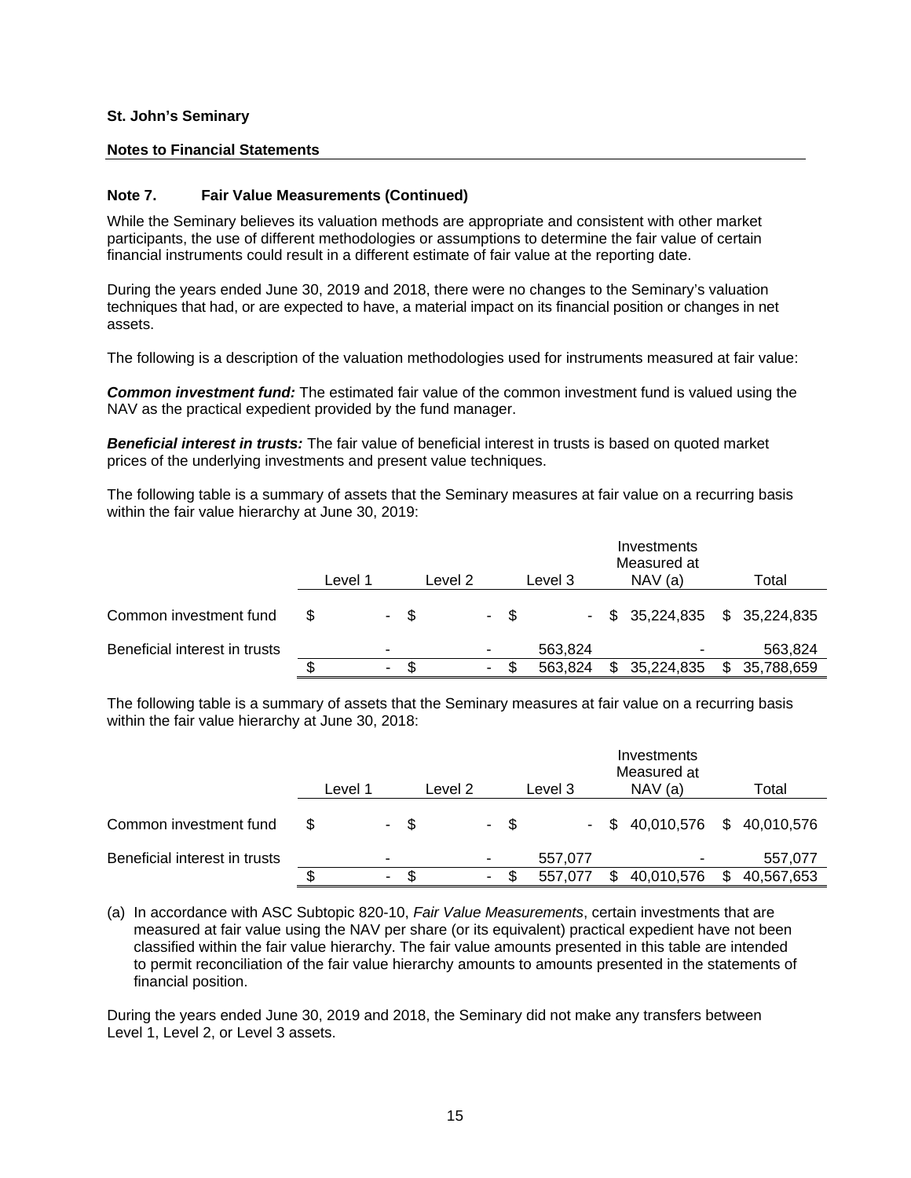**St. John's Seminary**

**Notes to Financial Statements**

### Note 7. Fair Value Measurements (Continued)

While the Seminary believes its valuation methods are appropriate and consistent with other market participants, the use of different methodologies or assumptions to determine the fair value of certain financial instruments could result in a different estimate of fair value at the reporting date.

During the years ended June 30, 2019 and 2018, there were no changes to the Seminary's valuation techniques that had, or are expected to have, a material impact on its financial position or changes in net assets.

The following is a description of the valuation methodologies used for instruments measured at fair value:

***Common investment fund:*** The estimated fair value of the common investment fund is valued using the NAV as the practical expedient provided by the fund manager.

***Beneficial interest in trusts:*** The fair value of beneficial interest in trusts is based on quoted market prices of the underlying investments and present value techniques.

The following table is a summary of assets that the Seminary measures at fair value on a recurring basis within the fair value hierarchy at June 30, 2019:

| | Level 1 | Level 2 | Level 3 | Investments Measured at NAV (a) | Total |
|---|---|---|---|---|---|
| Common investment fund | $ - | $ - | $ - | $ 35,224,835 | $ 35,224,835 |
| Beneficial interest in trusts | - | - | 563,824 | - | 563,824 |
| | $ - | $ - | $ 563,824 | $ 35,224,835 | $ 35,788,659 |

The following table is a summary of assets that the Seminary measures at fair value on a recurring basis within the fair value hierarchy at June 30, 2018:

| | Level 1 | Level 2 | Level 3 | Investments Measured at NAV (a) | Total |
|---|---|---|---|---|---|
| Common investment fund | $ - | $ - | $ - | $ 40,010,576 | $ 40,010,576 |
| Beneficial interest in trusts | - | - | 557,077 | - | 557,077 |
| | $ - | $ - | $ 557,077 | $ 40,010,576 | $ 40,567,653 |

(a) In accordance with ASC Subtopic 820-10, *Fair Value Measurements*, certain investments that are measured at fair value using the NAV per share (or its equivalent) practical expedient have not been classified within the fair value hierarchy. The fair value amounts presented in this table are intended to permit reconciliation of the fair value hierarchy amounts to amounts presented in the statements of financial position.

During the years ended June 30, 2019 and 2018, the Seminary did not make any transfers between Level 1, Level 2, or Level 3 assets.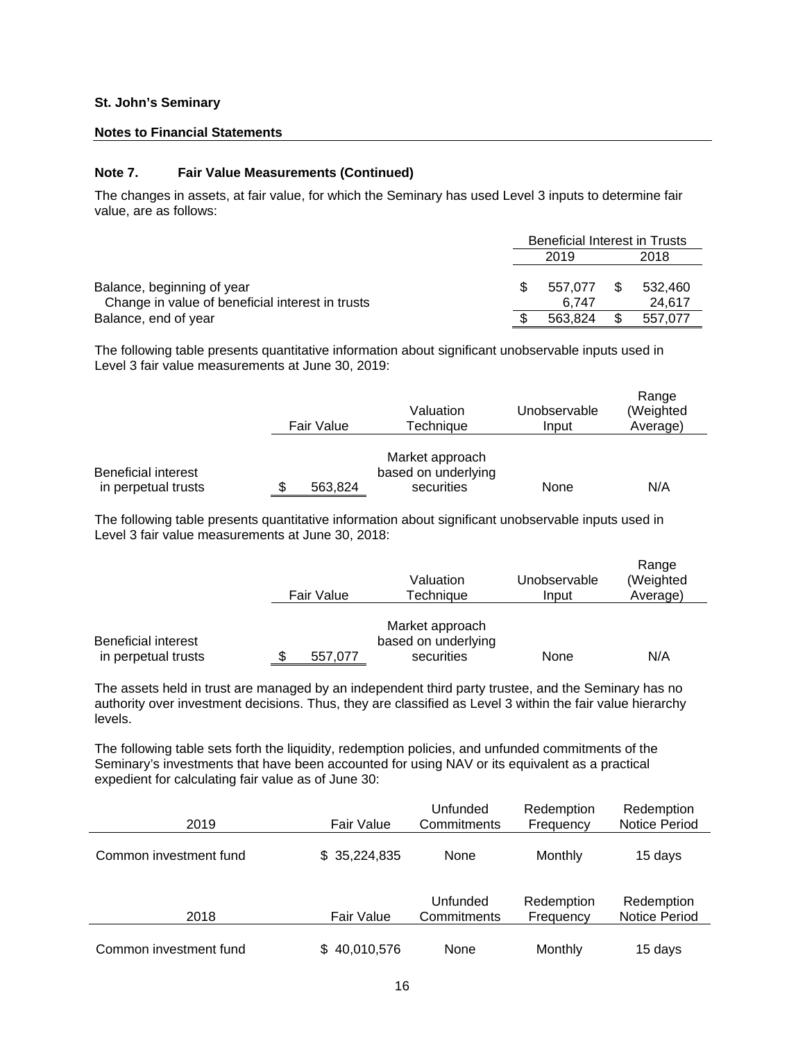St. John's Seminary

Notes to Financial Statements

### Note 7. Fair Value Measurements (Continued)

The changes in assets, at fair value, for which the Seminary has used Level 3 inputs to determine fair value, are as follows:

| | Beneficial Interest in Trusts | |
|---|---|---|
| | 2019 | 2018 |
| Balance, beginning of year | $ 557,077 | $ 532,460 |
| Change in value of beneficial interest in trusts | 6,747 | 24,617 |
| Balance, end of year | $ 563,824 | $ 557,077 |

The following table presents quantitative information about significant unobservable inputs used in Level 3 fair value measurements at June 30, 2019:

| | Fair Value | Valuation Technique | Unobservable Input | Range (Weighted Average) |
|---|---|---|---|---|
| Beneficial interest in perpetual trusts | $ 563,824 | Market approach based on underlying securities | None | N/A |

The following table presents quantitative information about significant unobservable inputs used in Level 3 fair value measurements at June 30, 2018:

| | Fair Value | Valuation Technique | Unobservable Input | Range (Weighted Average) |
|---|---|---|---|---|
| Beneficial interest in perpetual trusts | $ 557,077 | Market approach based on underlying securities | None | N/A |

The assets held in trust are managed by an independent third party trustee, and the Seminary has no authority over investment decisions. Thus, they are classified as Level 3 within the fair value hierarchy levels.

The following table sets forth the liquidity, redemption policies, and unfunded commitments of the Seminary's investments that have been accounted for using NAV or its equivalent as a practical expedient for calculating fair value as of June 30:

| 2019 | Fair Value | Unfunded Commitments | Redemption Frequency | Redemption Notice Period |
|---|---|---|---|---|
| Common investment fund | $ 35,224,835 | None | Monthly | 15 days |

| 2018 | Fair Value | Unfunded Commitments | Redemption Frequency | Redemption Notice Period |
|---|---|---|---|---|
| Common investment fund | $ 40,010,576 | None | Monthly | 15 days |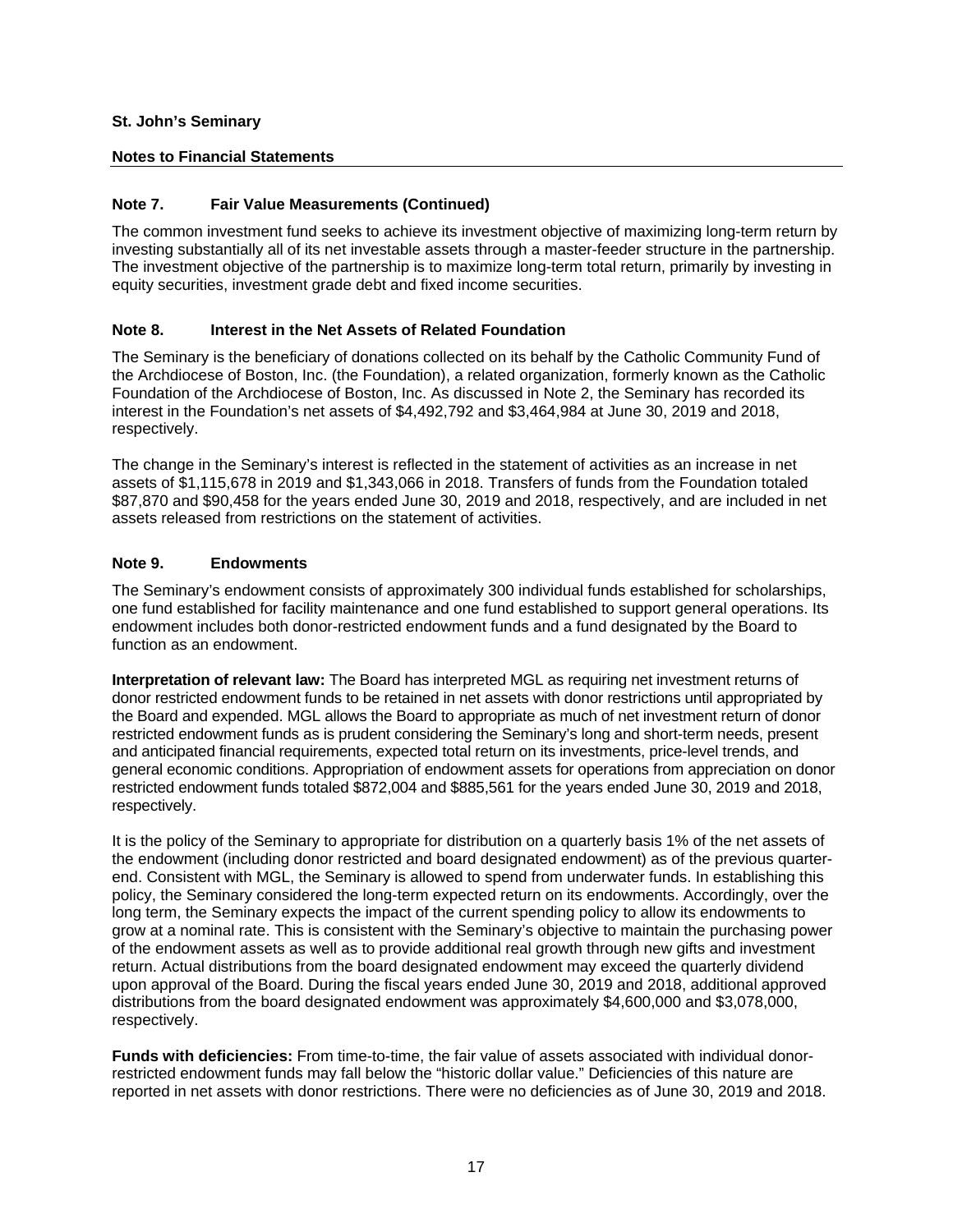**St. John's Seminary**

**Notes to Financial Statements**

### Note 7. Fair Value Measurements (Continued)

The common investment fund seeks to achieve its investment objective of maximizing long-term return by investing substantially all of its net investable assets through a master-feeder structure in the partnership. The investment objective of the partnership is to maximize long-term total return, primarily by investing in equity securities, investment grade debt and fixed income securities.

### Note 8. Interest in the Net Assets of Related Foundation

The Seminary is the beneficiary of donations collected on its behalf by the Catholic Community Fund of the Archdiocese of Boston, Inc. (the Foundation), a related organization, formerly known as the Catholic Foundation of the Archdiocese of Boston, Inc. As discussed in Note 2, the Seminary has recorded its interest in the Foundation's net assets of $4,492,792 and $3,464,984 at June 30, 2019 and 2018, respectively.

The change in the Seminary's interest is reflected in the statement of activities as an increase in net assets of $1,115,678 in 2019 and $1,343,066 in 2018. Transfers of funds from the Foundation totaled $87,870 and $90,458 for the years ended June 30, 2019 and 2018, respectively, and are included in net assets released from restrictions on the statement of activities.

### Note 9. Endowments

The Seminary's endowment consists of approximately 300 individual funds established for scholarships, one fund established for facility maintenance and one fund established to support general operations. Its endowment includes both donor-restricted endowment funds and a fund designated by the Board to function as an endowment.

**Interpretation of relevant law:** The Board has interpreted MGL as requiring net investment returns of donor restricted endowment funds to be retained in net assets with donor restrictions until appropriated by the Board and expended. MGL allows the Board to appropriate as much of net investment return of donor restricted endowment funds as is prudent considering the Seminary's long and short-term needs, present and anticipated financial requirements, expected total return on its investments, price-level trends, and general economic conditions. Appropriation of endowment assets for operations from appreciation on donor restricted endowment funds totaled $872,004 and $885,561 for the years ended June 30, 2019 and 2018, respectively.

It is the policy of the Seminary to appropriate for distribution on a quarterly basis 1% of the net assets of the endowment (including donor restricted and board designated endowment) as of the previous quarter-end. Consistent with MGL, the Seminary is allowed to spend from underwater funds. In establishing this policy, the Seminary considered the long-term expected return on its endowments. Accordingly, over the long term, the Seminary expects the impact of the current spending policy to allow its endowments to grow at a nominal rate. This is consistent with the Seminary's objective to maintain the purchasing power of the endowment assets as well as to provide additional real growth through new gifts and investment return. Actual distributions from the board designated endowment may exceed the quarterly dividend upon approval of the Board. During the fiscal years ended June 30, 2019 and 2018, additional approved distributions from the board designated endowment was approximately $4,600,000 and $3,078,000, respectively.

**Funds with deficiencies:** From time-to-time, the fair value of assets associated with individual donor-restricted endowment funds may fall below the "historic dollar value." Deficiencies of this nature are reported in net assets with donor restrictions. There were no deficiencies as of June 30, 2019 and 2018.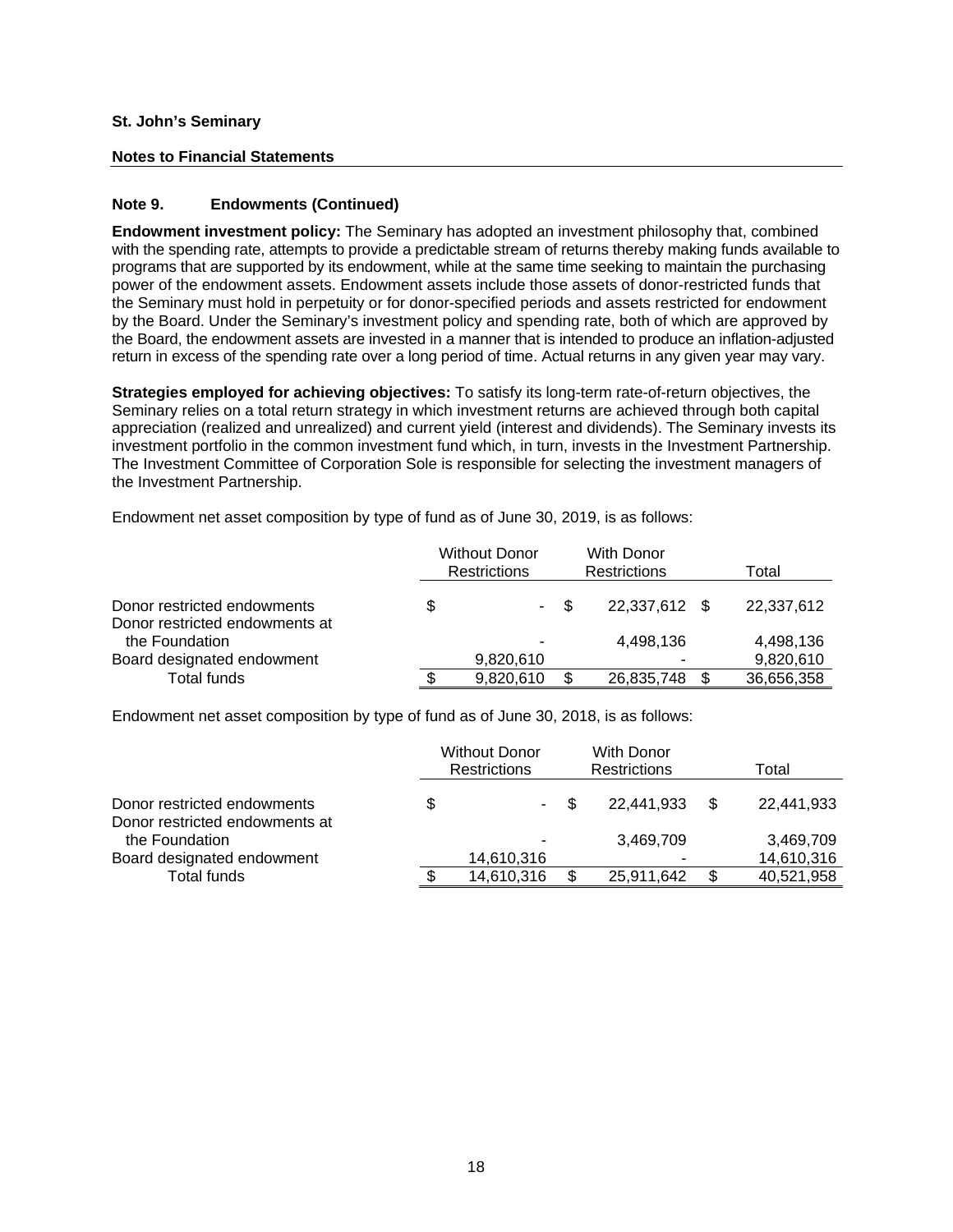**St. John's Seminary**

**Notes to Financial Statements**

### Note 9. Endowments (Continued)

**Endowment investment policy:** The Seminary has adopted an investment philosophy that, combined with the spending rate, attempts to provide a predictable stream of returns thereby making funds available to programs that are supported by its endowment, while at the same time seeking to maintain the purchasing power of the endowment assets. Endowment assets include those assets of donor-restricted funds that the Seminary must hold in perpetuity or for donor-specified periods and assets restricted for endowment by the Board. Under the Seminary's investment policy and spending rate, both of which are approved by the Board, the endowment assets are invested in a manner that is intended to produce an inflation-adjusted return in excess of the spending rate over a long period of time. Actual returns in any given year may vary.

**Strategies employed for achieving objectives:** To satisfy its long-term rate-of-return objectives, the Seminary relies on a total return strategy in which investment returns are achieved through both capital appreciation (realized and unrealized) and current yield (interest and dividends). The Seminary invests its investment portfolio in the common investment fund which, in turn, invests in the Investment Partnership. The Investment Committee of Corporation Sole is responsible for selecting the investment managers of the Investment Partnership.

Endowment net asset composition by type of fund as of June 30, 2019, is as follows:

| | Without Donor Restrictions | With Donor Restrictions | Total |
|---|---|---|---|
| Donor restricted endowments | $ - | $ 22,337,612 | $ 22,337,612 |
| Donor restricted endowments at the Foundation | - | 4,498,136 | 4,498,136 |
| Board designated endowment | 9,820,610 | - | 9,820,610 |
| Total funds | $ 9,820,610 | $ 26,835,748 | $ 36,656,358 |

Endowment net asset composition by type of fund as of June 30, 2018, is as follows:

| | Without Donor Restrictions | With Donor Restrictions | Total |
|---|---|---|---|
| Donor restricted endowments | $ - | $ 22,441,933 | $ 22,441,933 |
| Donor restricted endowments at the Foundation | - | 3,469,709 | 3,469,709 |
| Board designated endowment | 14,610,316 | - | 14,610,316 |
| Total funds | $ 14,610,316 | $ 25,911,642 | $ 40,521,958 |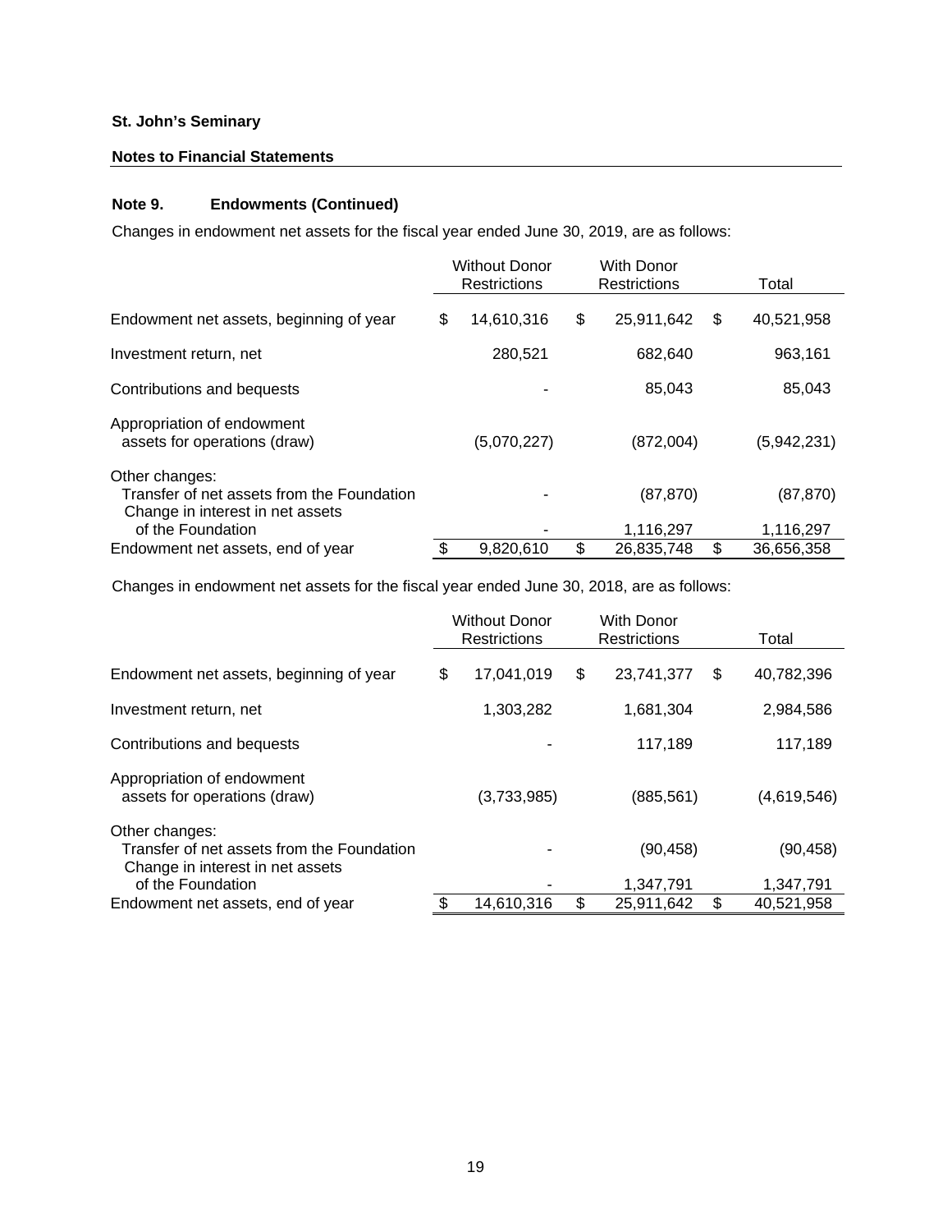**St. John's Seminary**

**Notes to Financial Statements**

## Note 9. Endowments (Continued)

Changes in endowment net assets for the fiscal year ended June 30, 2019, are as follows:

| | Without Donor Restrictions | With Donor Restrictions | Total |
|---|---|---|---|
| Endowment net assets, beginning of year | $ 14,610,316 | $ 25,911,642 | $ 40,521,958 |
| Investment return, net | 280,521 | 682,640 | 963,161 |
| Contributions and bequests | - | 85,043 | 85,043 |
| Appropriation of endowment assets for operations (draw) | (5,070,227) | (872,004) | (5,942,231) |
| Other changes: | | | |
| Transfer of net assets from the Foundation | - | (87,870) | (87,870) |
| Change in interest in net assets of the Foundation | - | 1,116,297 | 1,116,297 |
| Endowment net assets, end of year | $ 9,820,610 | $ 26,835,748 | $ 36,656,358 |

Changes in endowment net assets for the fiscal year ended June 30, 2018, are as follows:

| | Without Donor Restrictions | With Donor Restrictions | Total |
|---|---|---|---|
| Endowment net assets, beginning of year | $ 17,041,019 | $ 23,741,377 | $ 40,782,396 |
| Investment return, net | 1,303,282 | 1,681,304 | 2,984,586 |
| Contributions and bequests | - | 117,189 | 117,189 |
| Appropriation of endowment assets for operations (draw) | (3,733,985) | (885,561) | (4,619,546) |
| Other changes: | | | |
| Transfer of net assets from the Foundation | - | (90,458) | (90,458) |
| Change in interest in net assets of the Foundation | - | 1,347,791 | 1,347,791 |
| Endowment net assets, end of year | $ 14,610,316 | $ 25,911,642 | $ 40,521,958 |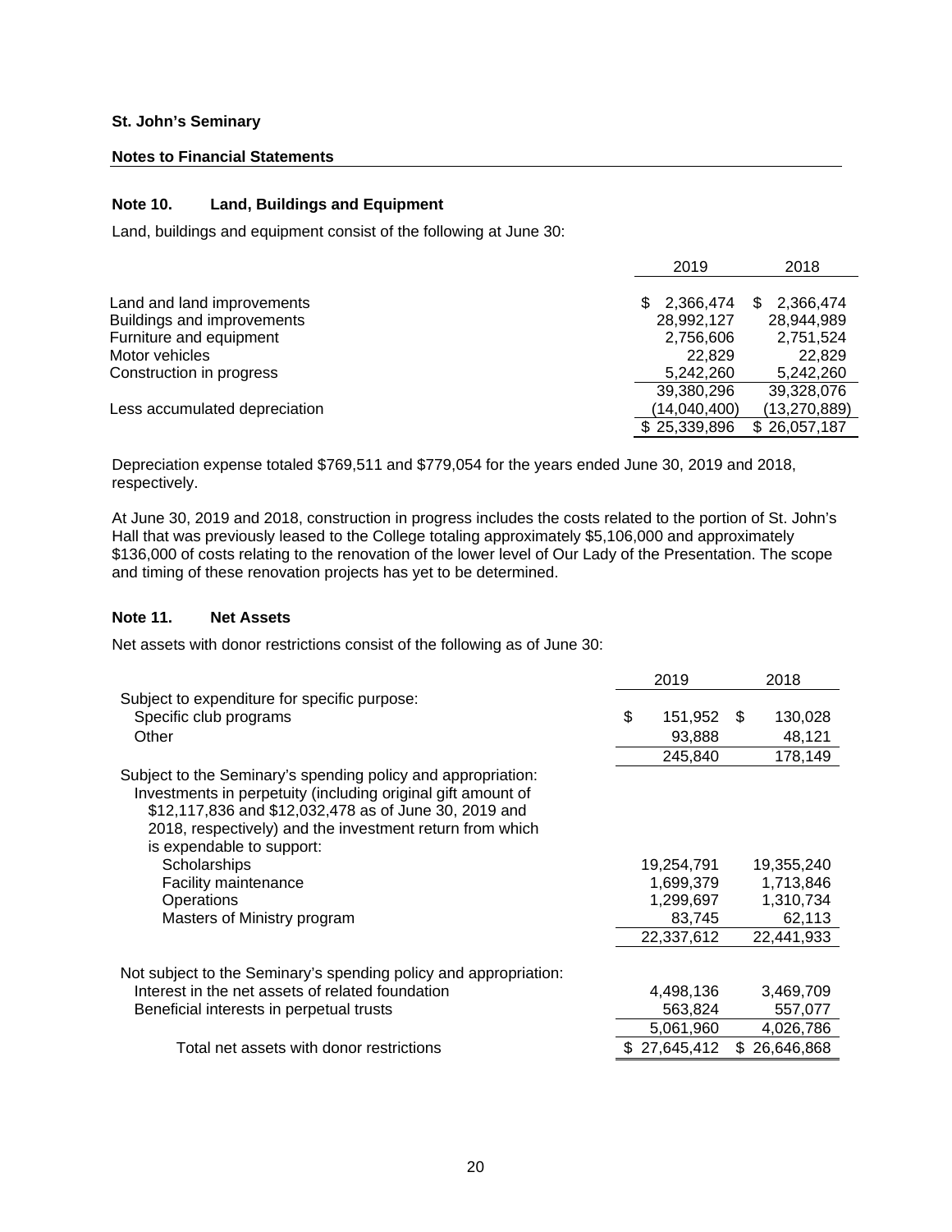**St. John's Seminary**

**Notes to Financial Statements**

### Note 10. Land, Buildings and Equipment

Land, buildings and equipment consist of the following at June 30:

| | 2019 | 2018 |
|---|---|---|
| Land and land improvements | $ 2,366,474 | $ 2,366,474 |
| Buildings and improvements | 28,992,127 | 28,944,989 |
| Furniture and equipment | 2,756,606 | 2,751,524 |
| Motor vehicles | 22,829 | 22,829 |
| Construction in progress | 5,242,260 | 5,242,260 |
| | 39,380,296 | 39,328,076 |
| Less accumulated depreciation | (14,040,400) | (13,270,889) |
| | $ 25,339,896 | $ 26,057,187 |

Depreciation expense totaled $769,511 and $779,054 for the years ended June 30, 2019 and 2018, respectively.

At June 30, 2019 and 2018, construction in progress includes the costs related to the portion of St. John's Hall that was previously leased to the College totaling approximately $5,106,000 and approximately $136,000 of costs relating to the renovation of the lower level of Our Lady of the Presentation. The scope and timing of these renovation projects has yet to be determined.

### Note 11. Net Assets

Net assets with donor restrictions consist of the following as of June 30:

| | 2019 | 2018 |
|---|---|---|
| Subject to expenditure for specific purpose: | | |
| Specific club programs | $ 151,952 | $ 130,028 |
| Other | 93,888 | 48,121 |
| | 245,840 | 178,149 |
| Subject to the Seminary's spending policy and appropriation: Investments in perpetuity (including original gift amount of $12,117,836 and $12,032,478 as of June 30, 2019 and 2018, respectively) and the investment return from which is expendable to support: | | |
| Scholarships | 19,254,791 | 19,355,240 |
| Facility maintenance | 1,699,379 | 1,713,846 |
| Operations | 1,299,697 | 1,310,734 |
| Masters of Ministry program | 83,745 | 62,113 |
| | 22,337,612 | 22,441,933 |
| Not subject to the Seminary's spending policy and appropriation: | | |
| Interest in the net assets of related foundation | 4,498,136 | 3,469,709 |
| Beneficial interests in perpetual trusts | 563,824 | 557,077 |
| | 5,061,960 | 4,026,786 |
| Total net assets with donor restrictions | $ 27,645,412 | $ 26,646,868 |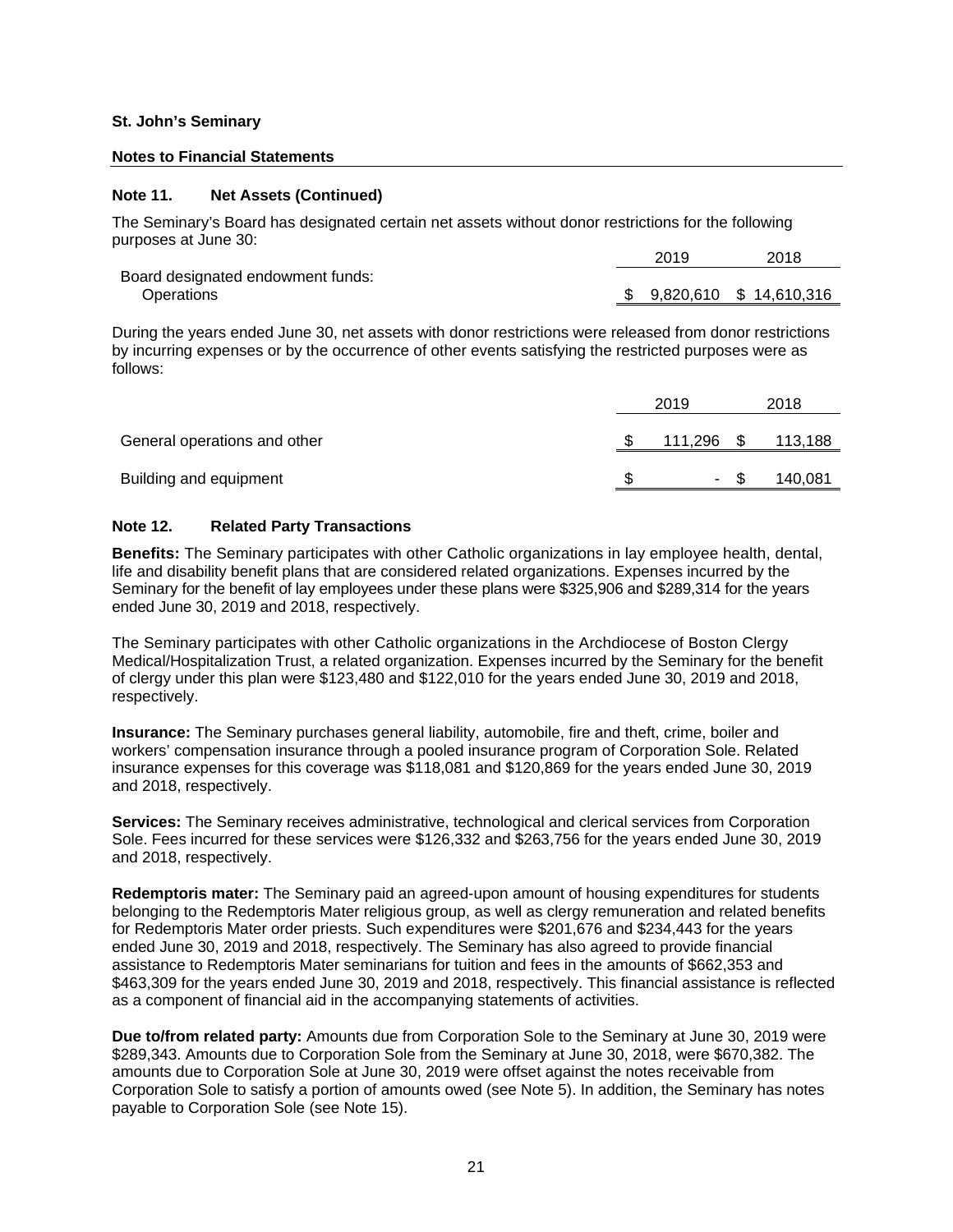**St. John's Seminary**

**Notes to Financial Statements**

### Note 11. Net Assets (Continued)

The Seminary's Board has designated certain net assets without donor restrictions for the following purposes at June 30:

| | 2019 | 2018 |
|---|---|---|
| Board designated endowment funds: | | |
| Operations | $ 9,820,610 | $ 14,610,316 |

During the years ended June 30, net assets with donor restrictions were released from donor restrictions by incurring expenses or by the occurrence of other events satisfying the restricted purposes were as follows:

| | 2019 | 2018 |
|---|---|---|
| General operations and other | $ 111,296 | $ 113,188 |
| Building and equipment | $ - | $ 140,081 |

### Note 12. Related Party Transactions

**Benefits:** The Seminary participates with other Catholic organizations in lay employee health, dental, life and disability benefit plans that are considered related organizations. Expenses incurred by the Seminary for the benefit of lay employees under these plans were $325,906 and $289,314 for the years ended June 30, 2019 and 2018, respectively.

The Seminary participates with other Catholic organizations in the Archdiocese of Boston Clergy Medical/Hospitalization Trust, a related organization. Expenses incurred by the Seminary for the benefit of clergy under this plan were $123,480 and $122,010 for the years ended June 30, 2019 and 2018, respectively.

**Insurance:** The Seminary purchases general liability, automobile, fire and theft, crime, boiler and workers' compensation insurance through a pooled insurance program of Corporation Sole. Related insurance expenses for this coverage was $118,081 and $120,869 for the years ended June 30, 2019 and 2018, respectively.

**Services:** The Seminary receives administrative, technological and clerical services from Corporation Sole. Fees incurred for these services were $126,332 and $263,756 for the years ended June 30, 2019 and 2018, respectively.

**Redemptoris mater:** The Seminary paid an agreed-upon amount of housing expenditures for students belonging to the Redemptoris Mater religious group, as well as clergy remuneration and related benefits for Redemptoris Mater order priests. Such expenditures were $201,676 and $234,443 for the years ended June 30, 2019 and 2018, respectively. The Seminary has also agreed to provide financial assistance to Redemptoris Mater seminarians for tuition and fees in the amounts of $662,353 and $463,309 for the years ended June 30, 2019 and 2018, respectively. This financial assistance is reflected as a component of financial aid in the accompanying statements of activities.

**Due to/from related party:** Amounts due from Corporation Sole to the Seminary at June 30, 2019 were $289,343. Amounts due to Corporation Sole from the Seminary at June 30, 2018, were $670,382. The amounts due to Corporation Sole at June 30, 2019 were offset against the notes receivable from Corporation Sole to satisfy a portion of amounts owed (see Note 5). In addition, the Seminary has notes payable to Corporation Sole (see Note 15).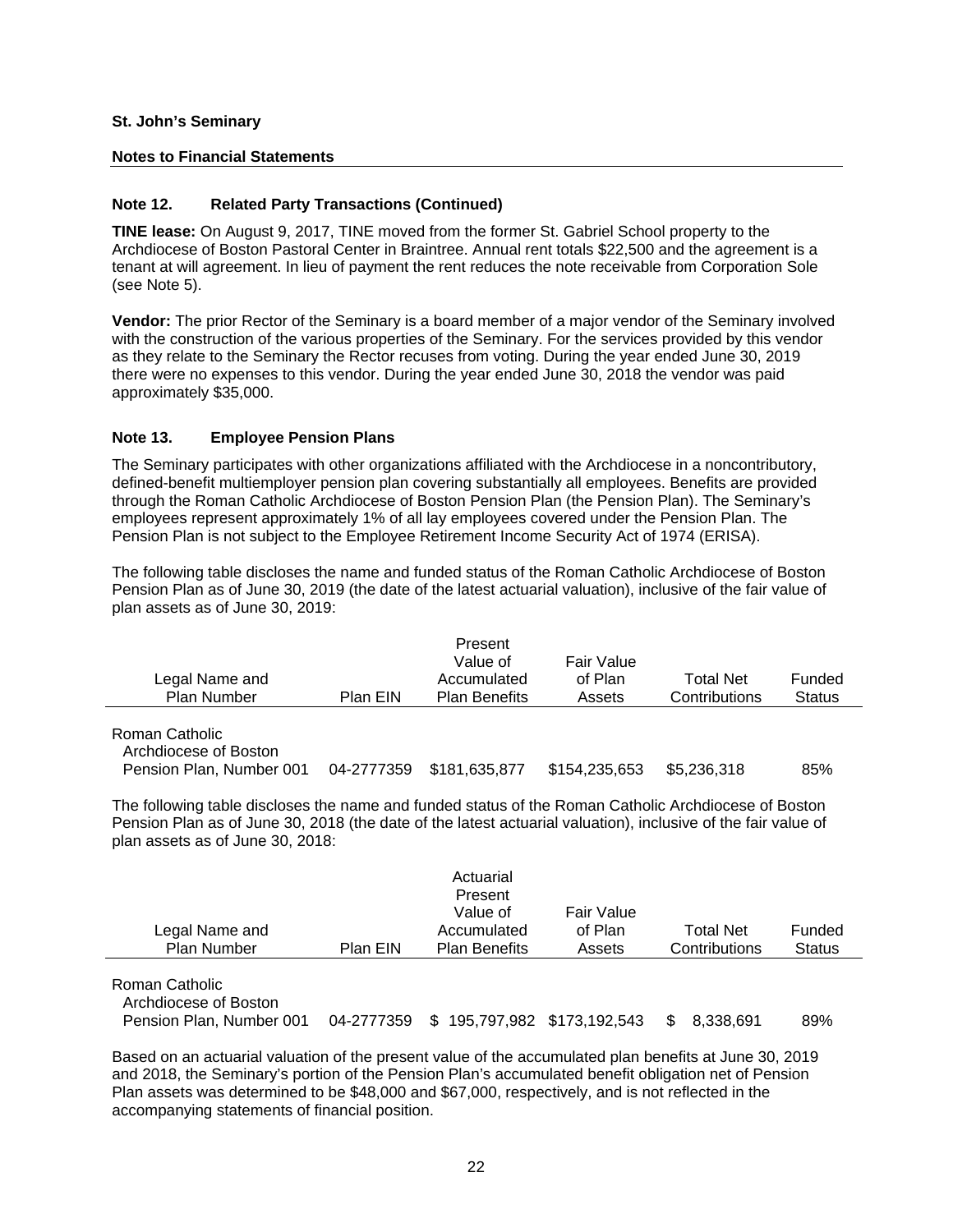**St. John's Seminary**

**Notes to Financial Statements**

### Note 12. Related Party Transactions (Continued)

**TINE lease:** On August 9, 2017, TINE moved from the former St. Gabriel School property to the Archdiocese of Boston Pastoral Center in Braintree. Annual rent totals $22,500 and the agreement is a tenant at will agreement. In lieu of payment the rent reduces the note receivable from Corporation Sole (see Note 5).

**Vendor:** The prior Rector of the Seminary is a board member of a major vendor of the Seminary involved with the construction of the various properties of the Seminary. For the services provided by this vendor as they relate to the Seminary the Rector recuses from voting. During the year ended June 30, 2019 there were no expenses to this vendor. During the year ended June 30, 2018 the vendor was paid approximately $35,000.

### Note 13. Employee Pension Plans

The Seminary participates with other organizations affiliated with the Archdiocese in a noncontributory, defined-benefit multiemployer pension plan covering substantially all employees. Benefits are provided through the Roman Catholic Archdiocese of Boston Pension Plan (the Pension Plan). The Seminary's employees represent approximately 1% of all lay employees covered under the Pension Plan. The Pension Plan is not subject to the Employee Retirement Income Security Act of 1974 (ERISA).

The following table discloses the name and funded status of the Roman Catholic Archdiocese of Boston Pension Plan as of June 30, 2019 (the date of the latest actuarial valuation), inclusive of the fair value of plan assets as of June 30, 2019:

| Legal Name and Plan Number | Plan EIN | Present Value of Accumulated Plan Benefits | Fair Value of Plan Assets | Total Net Contributions | Funded Status |
|---|---|---|---|---|---|
| Roman Catholic Archdiocese of Boston Pension Plan, Number 001 | 04-2777359 | $181,635,877 | $154,235,653 | $5,236,318 | 85% |

The following table discloses the name and funded status of the Roman Catholic Archdiocese of Boston Pension Plan as of June 30, 2018 (the date of the latest actuarial valuation), inclusive of the fair value of plan assets as of June 30, 2018:

| Legal Name and Plan Number | Plan EIN | Actuarial Present Value of Accumulated Plan Benefits | Fair Value of Plan Assets | Total Net Contributions | Funded Status |
|---|---|---|---|---|---|
| Roman Catholic Archdiocese of Boston Pension Plan, Number 001 | 04-2777359 | $ 195,797,982 | $173,192,543 | $ 8,338,691 | 89% |

Based on an actuarial valuation of the present value of the accumulated plan benefits at June 30, 2019 and 2018, the Seminary's portion of the Pension Plan's accumulated benefit obligation net of Pension Plan assets was determined to be $48,000 and $67,000, respectively, and is not reflected in the accompanying statements of financial position.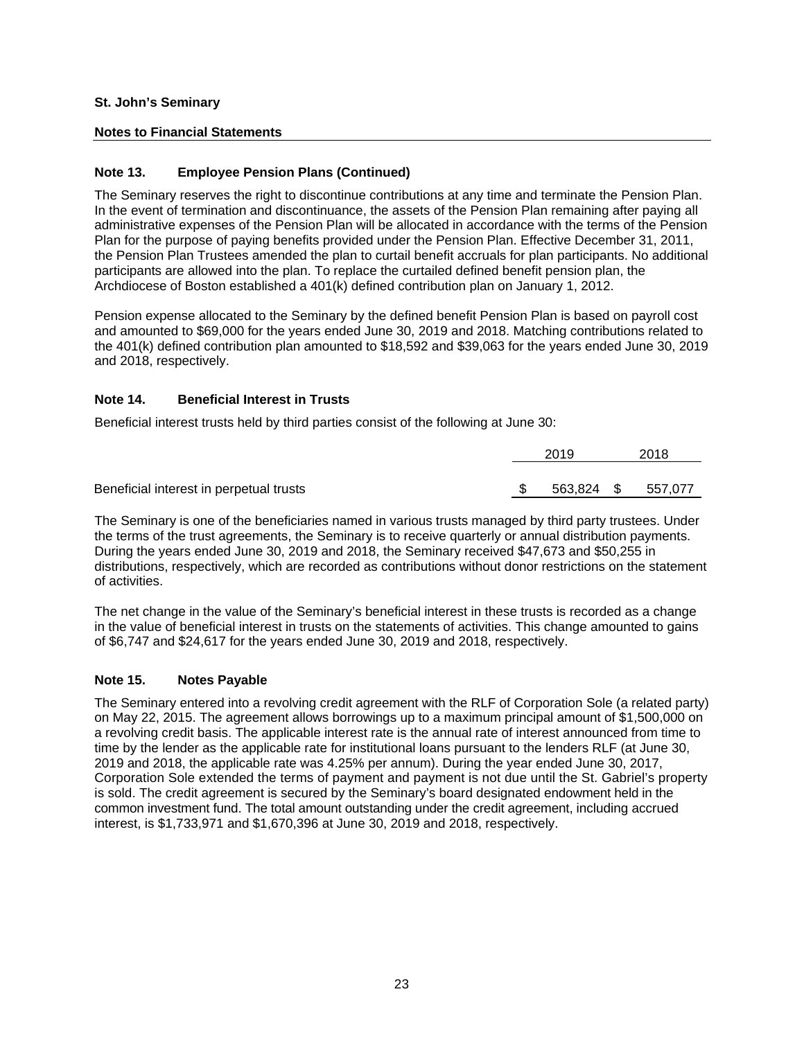**St. John's Seminary**

**Notes to Financial Statements**

### Note 13. Employee Pension Plans (Continued)

The Seminary reserves the right to discontinue contributions at any time and terminate the Pension Plan. In the event of termination and discontinuance, the assets of the Pension Plan remaining after paying all administrative expenses of the Pension Plan will be allocated in accordance with the terms of the Pension Plan for the purpose of paying benefits provided under the Pension Plan. Effective December 31, 2011, the Pension Plan Trustees amended the plan to curtail benefit accruals for plan participants. No additional participants are allowed into the plan. To replace the curtailed defined benefit pension plan, the Archdiocese of Boston established a 401(k) defined contribution plan on January 1, 2012.

Pension expense allocated to the Seminary by the defined benefit Pension Plan is based on payroll cost and amounted to $69,000 for the years ended June 30, 2019 and 2018. Matching contributions related to the 401(k) defined contribution plan amounted to $18,592 and $39,063 for the years ended June 30, 2019 and 2018, respectively.

### Note 14. Beneficial Interest in Trusts

Beneficial interest trusts held by third parties consist of the following at June 30:

| | 2019 | 2018 |
|---|---|---|
| Beneficial interest in perpetual trusts | $ 563,824 | $ 557,077 |

The Seminary is one of the beneficiaries named in various trusts managed by third party trustees. Under the terms of the trust agreements, the Seminary is to receive quarterly or annual distribution payments. During the years ended June 30, 2019 and 2018, the Seminary received $47,673 and $50,255 in distributions, respectively, which are recorded as contributions without donor restrictions on the statement of activities.

The net change in the value of the Seminary's beneficial interest in these trusts is recorded as a change in the value of beneficial interest in trusts on the statements of activities. This change amounted to gains of $6,747 and $24,617 for the years ended June 30, 2019 and 2018, respectively.

### Note 15. Notes Payable

The Seminary entered into a revolving credit agreement with the RLF of Corporation Sole (a related party) on May 22, 2015. The agreement allows borrowings up to a maximum principal amount of $1,500,000 on a revolving credit basis. The applicable interest rate is the annual rate of interest announced from time to time by the lender as the applicable rate for institutional loans pursuant to the lenders RLF (at June 30, 2019 and 2018, the applicable rate was 4.25% per annum). During the year ended June 30, 2017, Corporation Sole extended the terms of payment and payment is not due until the St. Gabriel's property is sold. The credit agreement is secured by the Seminary's board designated endowment held in the common investment fund. The total amount outstanding under the credit agreement, including accrued interest, is $1,733,971 and $1,670,396 at June 30, 2019 and 2018, respectively.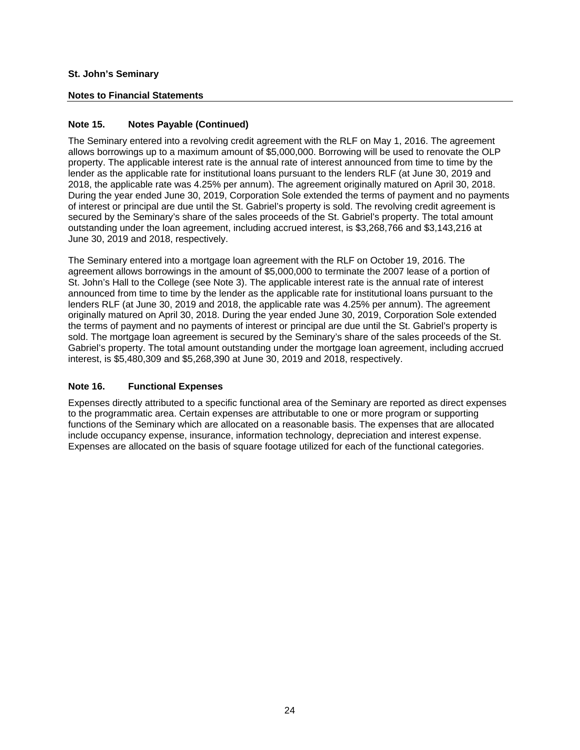**St. John's Seminary**

**Notes to Financial Statements**

## Note 15. Notes Payable (Continued)

The Seminary entered into a revolving credit agreement with the RLF on May 1, 2016. The agreement allows borrowings up to a maximum amount of $5,000,000. Borrowing will be used to renovate the OLP property. The applicable interest rate is the annual rate of interest announced from time to time by the lender as the applicable rate for institutional loans pursuant to the lenders RLF (at June 30, 2019 and 2018, the applicable rate was 4.25% per annum). The agreement originally matured on April 30, 2018. During the year ended June 30, 2019, Corporation Sole extended the terms of payment and no payments of interest or principal are due until the St. Gabriel's property is sold. The revolving credit agreement is secured by the Seminary's share of the sales proceeds of the St. Gabriel's property. The total amount outstanding under the loan agreement, including accrued interest, is $3,268,766 and $3,143,216 at June 30, 2019 and 2018, respectively.

The Seminary entered into a mortgage loan agreement with the RLF on October 19, 2016. The agreement allows borrowings in the amount of $5,000,000 to terminate the 2007 lease of a portion of St. John's Hall to the College (see Note 3). The applicable interest rate is the annual rate of interest announced from time to time by the lender as the applicable rate for institutional loans pursuant to the lenders RLF (at June 30, 2019 and 2018, the applicable rate was 4.25% per annum). The agreement originally matured on April 30, 2018. During the year ended June 30, 2019, Corporation Sole extended the terms of payment and no payments of interest or principal are due until the St. Gabriel's property is sold. The mortgage loan agreement is secured by the Seminary's share of the sales proceeds of the St. Gabriel's property. The total amount outstanding under the mortgage loan agreement, including accrued interest, is $5,480,309 and $5,268,390 at June 30, 2019 and 2018, respectively.

## Note 16. Functional Expenses

Expenses directly attributed to a specific functional area of the Seminary are reported as direct expenses to the programmatic area. Certain expenses are attributable to one or more program or supporting functions of the Seminary which are allocated on a reasonable basis. The expenses that are allocated include occupancy expense, insurance, information technology, depreciation and interest expense. Expenses are allocated on the basis of square footage utilized for each of the functional categories.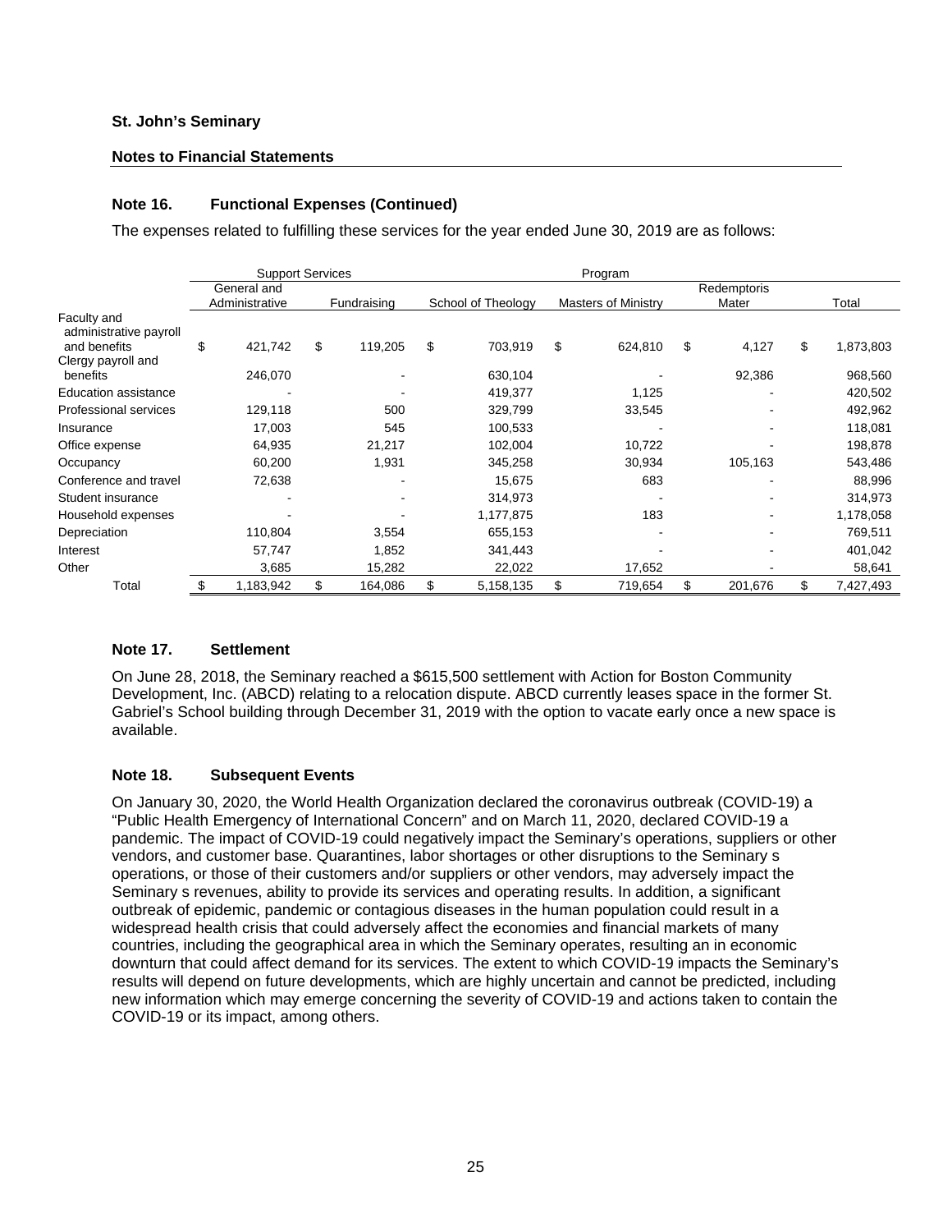**St. John's Seminary**

**Notes to Financial Statements**

## Note 16. Functional Expenses (Continued)

The expenses related to fulfilling these services for the year ended June 30, 2019 are as follows:

| | Support Services | | Program | | | |
|---|---|---|---|---|---|---|
| | General and Administrative | Fundraising | School of Theology | Masters of Ministry | Redemptoris Mater | Total |
| Faculty and administrative payroll and benefits | $ 421,742 | $ 119,205 | $ 703,919 | $ 624,810 | $ 4,127 | $ 1,873,803 |
| Clergy payroll and benefits | 246,070 | - | 630,104 | - | 92,386 | 968,560 |
| Education assistance | - | - | 419,377 | 1,125 | - | 420,502 |
| Professional services | 129,118 | 500 | 329,799 | 33,545 | - | 492,962 |
| Insurance | 17,003 | 545 | 100,533 | - | - | 118,081 |
| Office expense | 64,935 | 21,217 | 102,004 | 10,722 | - | 198,878 |
| Occupancy | 60,200 | 1,931 | 345,258 | 30,934 | 105,163 | 543,486 |
| Conference and travel | 72,638 | - | 15,675 | 683 | - | 88,996 |
| Student insurance | - | - | 314,973 | - | - | 314,973 |
| Household expenses | - | - | 1,177,875 | 183 | - | 1,178,058 |
| Depreciation | 110,804 | 3,554 | 655,153 | - | - | 769,511 |
| Interest | 57,747 | 1,852 | 341,443 | - | - | 401,042 |
| Other | 3,685 | 15,282 | 22,022 | 17,652 | - | 58,641 |
| Total | $ 1,183,942 | $ 164,086 | $ 5,158,135 | $ 719,654 | $ 201,676 | $ 7,427,493 |

## Note 17. Settlement

On June 28, 2018, the Seminary reached a $615,500 settlement with Action for Boston Community Development, Inc. (ABCD) relating to a relocation dispute. ABCD currently leases space in the former St. Gabriel's School building through December 31, 2019 with the option to vacate early once a new space is available.

## Note 18. Subsequent Events

On January 30, 2020, the World Health Organization declared the coronavirus outbreak (COVID-19) a "Public Health Emergency of International Concern" and on March 11, 2020, declared COVID-19 a pandemic. The impact of COVID-19 could negatively impact the Seminary's operations, suppliers or other vendors, and customer base. Quarantines, labor shortages or other disruptions to the Seminary s operations, or those of their customers and/or suppliers or other vendors, may adversely impact the Seminary s revenues, ability to provide its services and operating results. In addition, a significant outbreak of epidemic, pandemic or contagious diseases in the human population could result in a widespread health crisis that could adversely affect the economies and financial markets of many countries, including the geographical area in which the Seminary operates, resulting an in economic downturn that could affect demand for its services. The extent to which COVID-19 impacts the Seminary's results will depend on future developments, which are highly uncertain and cannot be predicted, including new information which may emerge concerning the severity of COVID-19 and actions taken to contain the COVID-19 or its impact, among others.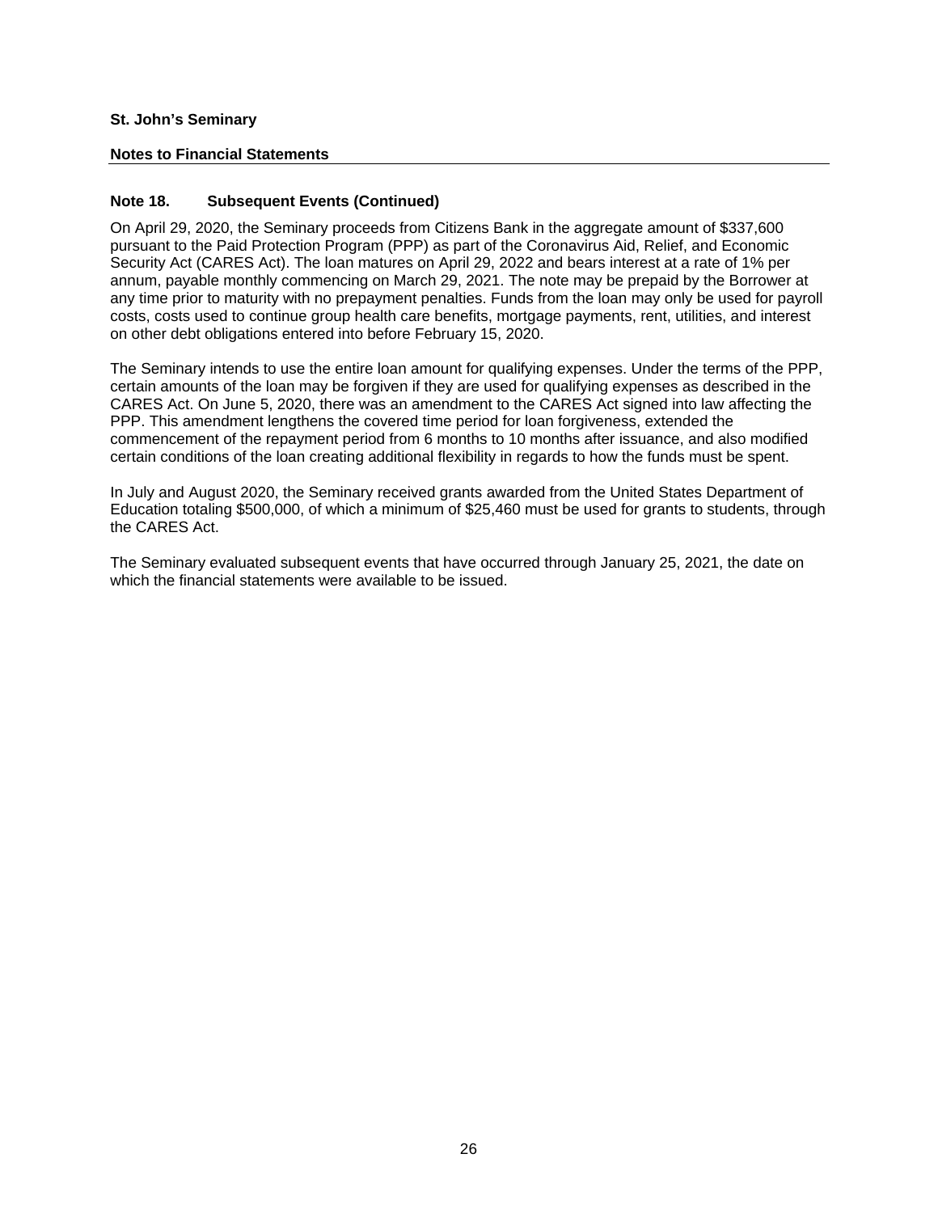**St. John's Seminary**

**Notes to Financial Statements**

### Note 18. Subsequent Events (Continued)

On April 29, 2020, the Seminary proceeds from Citizens Bank in the aggregate amount of $337,600 pursuant to the Paid Protection Program (PPP) as part of the Coronavirus Aid, Relief, and Economic Security Act (CARES Act). The loan matures on April 29, 2022 and bears interest at a rate of 1% per annum, payable monthly commencing on March 29, 2021. The note may be prepaid by the Borrower at any time prior to maturity with no prepayment penalties. Funds from the loan may only be used for payroll costs, costs used to continue group health care benefits, mortgage payments, rent, utilities, and interest on other debt obligations entered into before February 15, 2020.

The Seminary intends to use the entire loan amount for qualifying expenses. Under the terms of the PPP, certain amounts of the loan may be forgiven if they are used for qualifying expenses as described in the CARES Act. On June 5, 2020, there was an amendment to the CARES Act signed into law affecting the PPP. This amendment lengthens the covered time period for loan forgiveness, extended the commencement of the repayment period from 6 months to 10 months after issuance, and also modified certain conditions of the loan creating additional flexibility in regards to how the funds must be spent.

In July and August 2020, the Seminary received grants awarded from the United States Department of Education totaling $500,000, of which a minimum of $25,460 must be used for grants to students, through the CARES Act.

The Seminary evaluated subsequent events that have occurred through January 25, 2021, the date on which the financial statements were available to be issued.